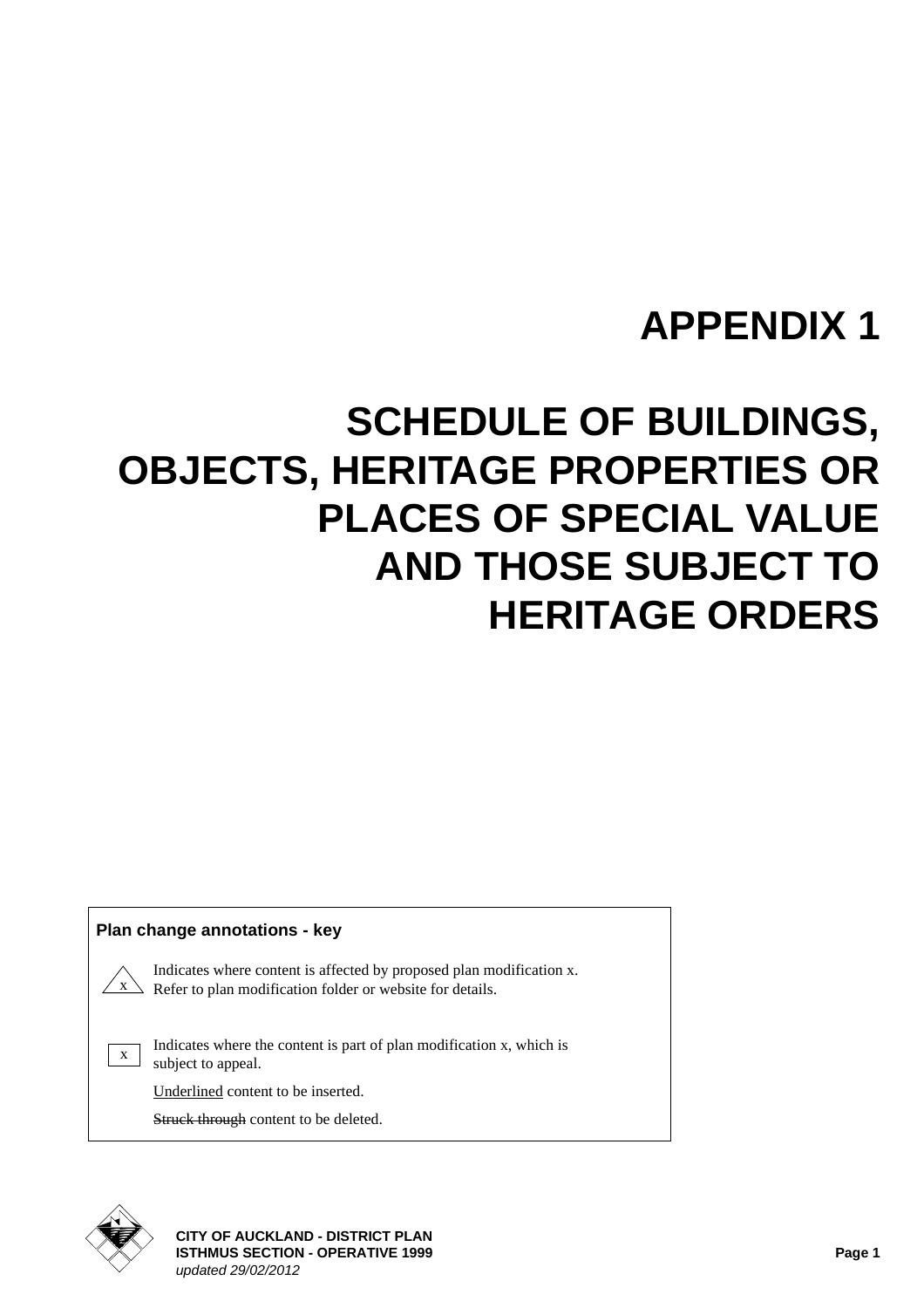# APPENDIX 1

# SCHEDULE OF BUILDINGS, OBJECTS, HERITAGE PROPERTIES OR PLACES OF SPECIAL VALUE AND THOSE SUBJECT TO HERITAGE ORDERS

**Plan change annotations - key**

| Symbol | Meaning |
|---|---|
| x (triangle) | Indicates where content is affected by proposed plan modification x. Refer to plan modification folder or website for details. |
| x (box) | Indicates where the content is part of plan modification x, which is subject to appeal. |
| | Underlined content to be inserted. |
| | ~~Struck through~~ content to be deleted. |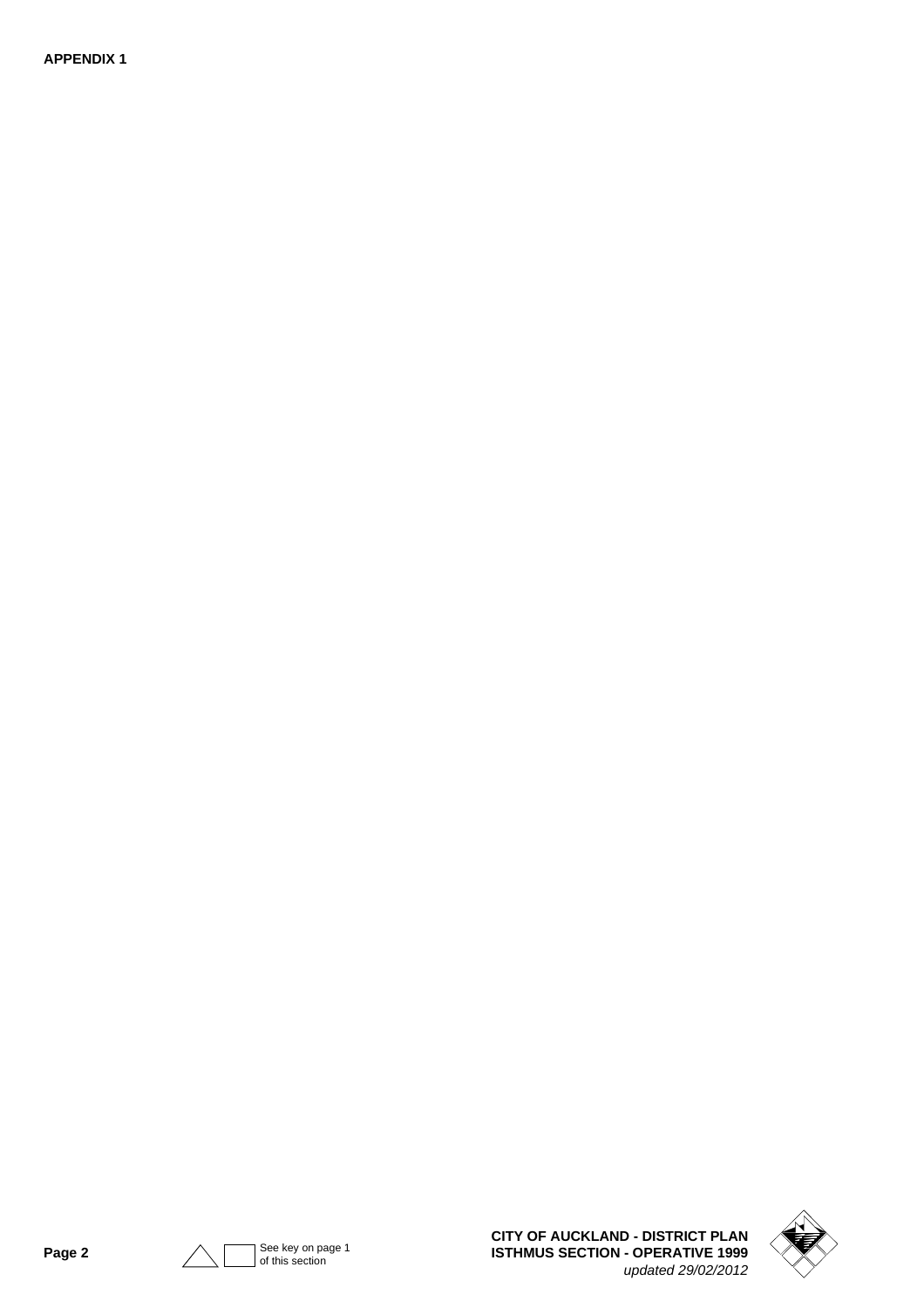**APPENDIX 1**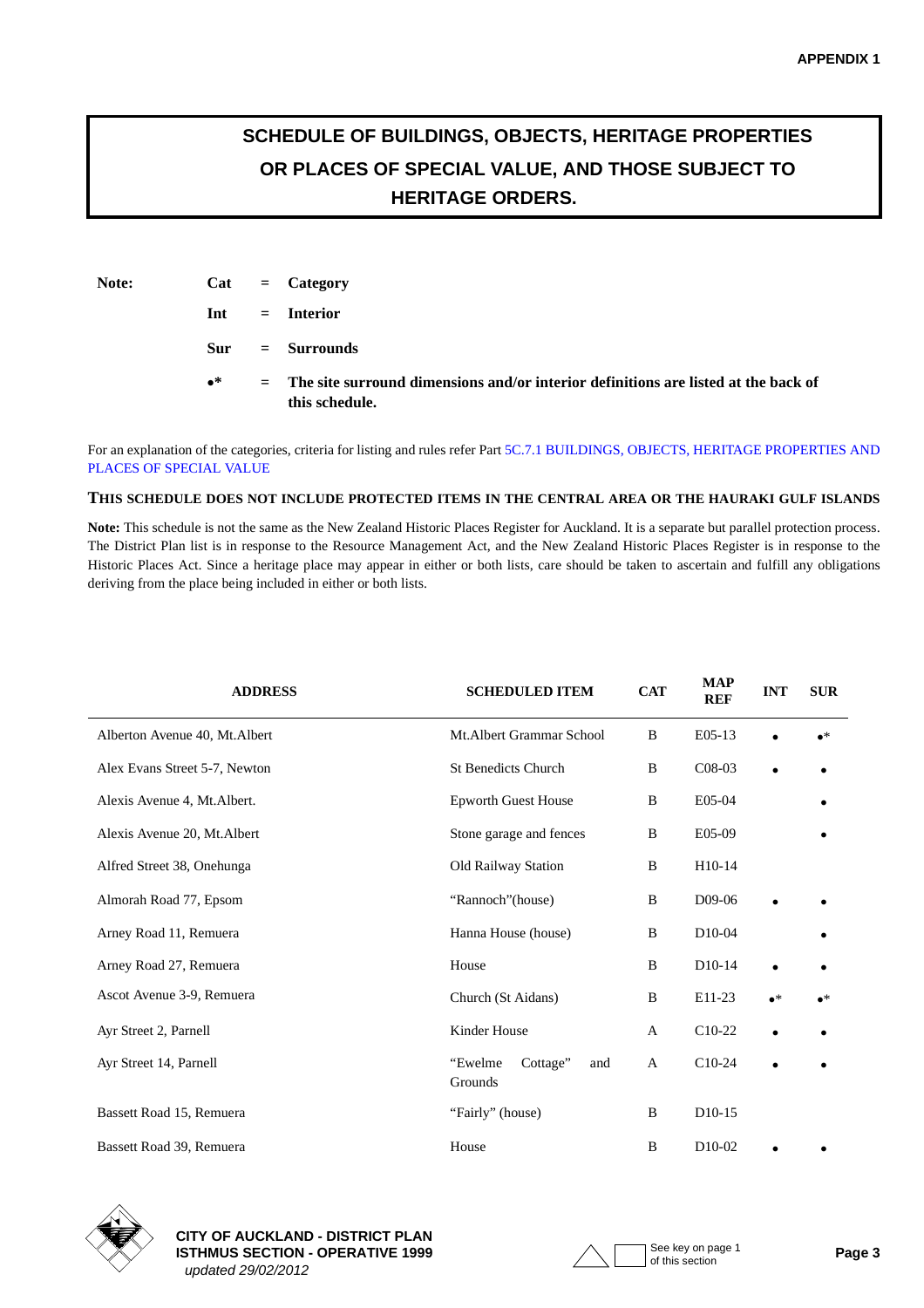# SCHEDULE OF BUILDINGS, OBJECTS, HERITAGE PROPERTIES OR PLACES OF SPECIAL VALUE, AND THOSE SUBJECT TO HERITAGE ORDERS.

**Note:**

| | | |
|---|---|---|
| **Cat** | = | **Category** |
| **Int** | = | **Interior** |
| **Sur** | = | **Surrounds** |
| **•*** | = | **The site surround dimensions and/or interior definitions are listed at the back of this schedule.** |

For an explanation of the categories, criteria for listing and rules refer Part 5C.7.1 BUILDINGS, OBJECTS, HERITAGE PROPERTIES AND PLACES OF SPECIAL VALUE

**THIS SCHEDULE DOES NOT INCLUDE PROTECTED ITEMS IN THE CENTRAL AREA OR THE HAURAKI GULF ISLANDS**

**Note:** This schedule is not the same as the New Zealand Historic Places Register for Auckland. It is a separate but parallel protection process. The District Plan list is in response to the Resource Management Act, and the New Zealand Historic Places Register is in response to the Historic Places Act. Since a heritage place may appear in either or both lists, care should be taken to ascertain and fulfill any obligations deriving from the place being included in either or both lists.

| ADDRESS | SCHEDULED ITEM | CAT | MAP REF | INT | SUR |
|---|---|---|---|---|---|
| Alberton Avenue 40, Mt.Albert | Mt.Albert Grammar School | B | E05-13 | • | •* |
| Alex Evans Street 5-7, Newton | St Benedicts Church | B | C08-03 | • | • |
| Alexis Avenue 4, Mt.Albert. | Epworth Guest House | B | E05-04 | | • |
| Alexis Avenue 20, Mt.Albert | Stone garage and fences | B | E05-09 | | • |
| Alfred Street 38, Onehunga | Old Railway Station | B | H10-14 | | |
| Almorah Road 77, Epsom | "Rannoch"(house) | B | D09-06 | • | • |
| Arney Road 11, Remuera | Hanna House (house) | B | D10-04 | | • |
| Arney Road 27, Remuera | House | B | D10-14 | • | • |
| Ascot Avenue 3-9, Remuera | Church (St Aidans) | B | E11-23 | •* | •* |
| Ayr Street 2, Parnell | Kinder House | A | C10-22 | • | • |
| Ayr Street 14, Parnell | "Ewelme Cottage" and Grounds | A | C10-24 | • | • |
| Bassett Road 15, Remuera | "Fairly" (house) | B | D10-15 | | |
| Bassett Road 39, Remuera | House | B | D10-02 | • | • |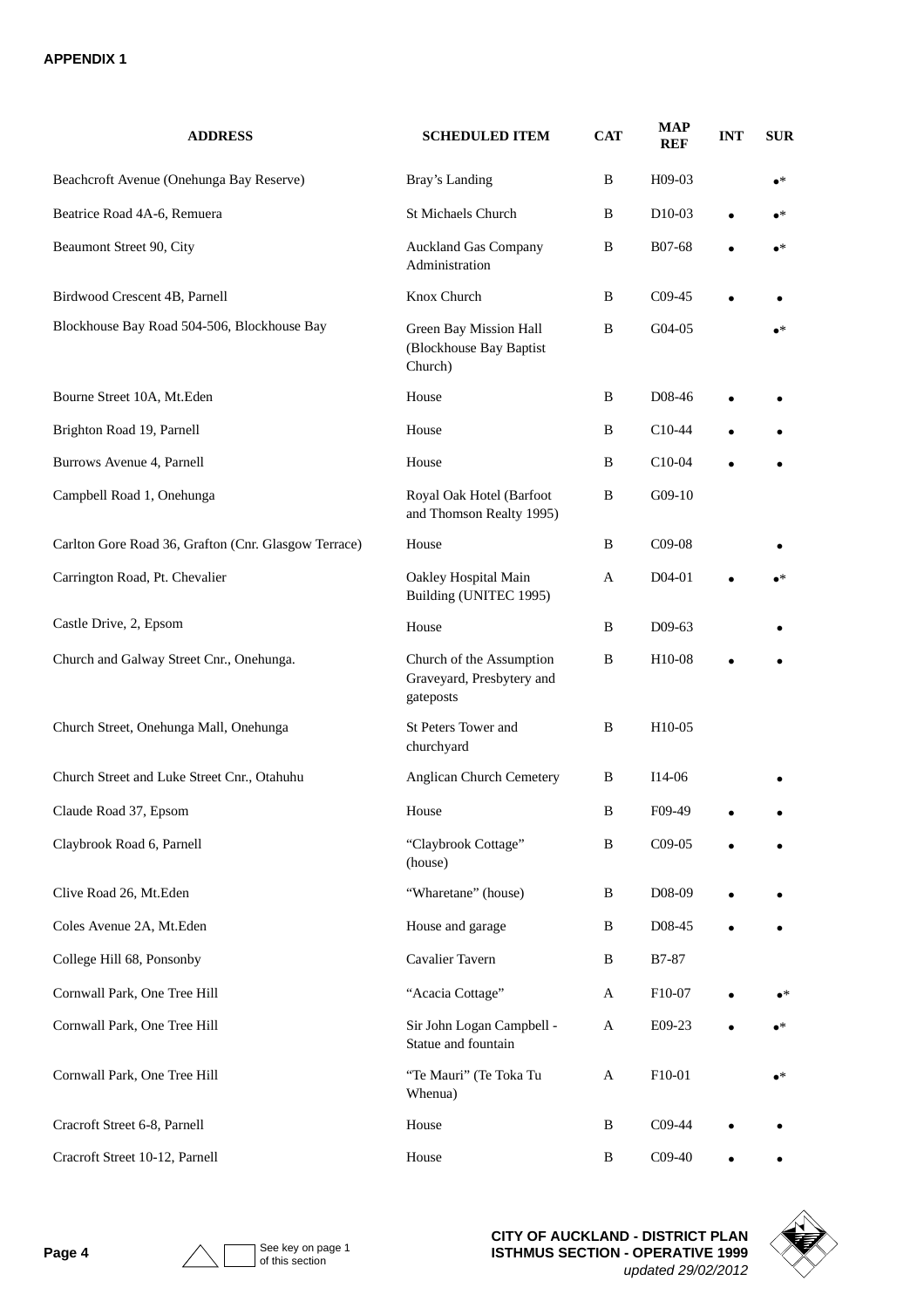**APPENDIX 1**

| ADDRESS | SCHEDULED ITEM | CAT | MAP REF | INT | SUR |
|---|---|---|---|---|---|
| Beachcroft Avenue (Onehunga Bay Reserve) | Bray's Landing | B | H09-03 | | •* |
| Beatrice Road 4A-6, Remuera | St Michaels Church | B | D10-03 | • | •* |
| Beaumont Street 90, City | Auckland Gas Company Administration | B | B07-68 | • | •* |
| Birdwood Crescent 4B, Parnell | Knox Church | B | C09-45 | • | • |
| Blockhouse Bay Road 504-506, Blockhouse Bay | Green Bay Mission Hall (Blockhouse Bay Baptist Church) | B | G04-05 | | •* |
| Bourne Street 10A, Mt.Eden | House | B | D08-46 | • | • |
| Brighton Road 19, Parnell | House | B | C10-44 | • | • |
| Burrows Avenue 4, Parnell | House | B | C10-04 | • | • |
| Campbell Road 1, Onehunga | Royal Oak Hotel (Barfoot and Thomson Realty 1995) | B | G09-10 | | |
| Carlton Gore Road 36, Grafton (Cnr. Glasgow Terrace) | House | B | C09-08 | | • |
| Carrington Road, Pt. Chevalier | Oakley Hospital Main Building (UNITEC 1995) | A | D04-01 | • | •* |
| Castle Drive, 2, Epsom | House | B | D09-63 | | • |
| Church and Galway Street Cnr., Onehunga. | Church of the Assumption Graveyard, Presbytery and gateposts | B | H10-08 | • | • |
| Church Street, Onehunga Mall, Onehunga | St Peters Tower and churchyard | B | H10-05 | | |
| Church Street and Luke Street Cnr., Otahuhu | Anglican Church Cemetery | B | I14-06 | | • |
| Claude Road 37, Epsom | House | B | F09-49 | • | • |
| Claybrook Road 6, Parnell | "Claybrook Cottage" (house) | B | C09-05 | • | • |
| Clive Road 26, Mt.Eden | "Wharetane" (house) | B | D08-09 | • | • |
| Coles Avenue 2A, Mt.Eden | House and garage | B | D08-45 | • | • |
| College Hill 68, Ponsonby | Cavalier Tavern | B | B7-87 | | |
| Cornwall Park, One Tree Hill | "Acacia Cottage" | A | F10-07 | • | •* |
| Cornwall Park, One Tree Hill | Sir John Logan Campbell - Statue and fountain | A | E09-23 | • | •* |
| Cornwall Park, One Tree Hill | "Te Mauri" (Te Toka Tu Whenua) | A | F10-01 | | •* |
| Cracroft Street 6-8, Parnell | House | B | C09-44 | • | • |
| Cracroft Street 10-12, Parnell | House | B | C09-40 | • | • |

See key on page 1 of this section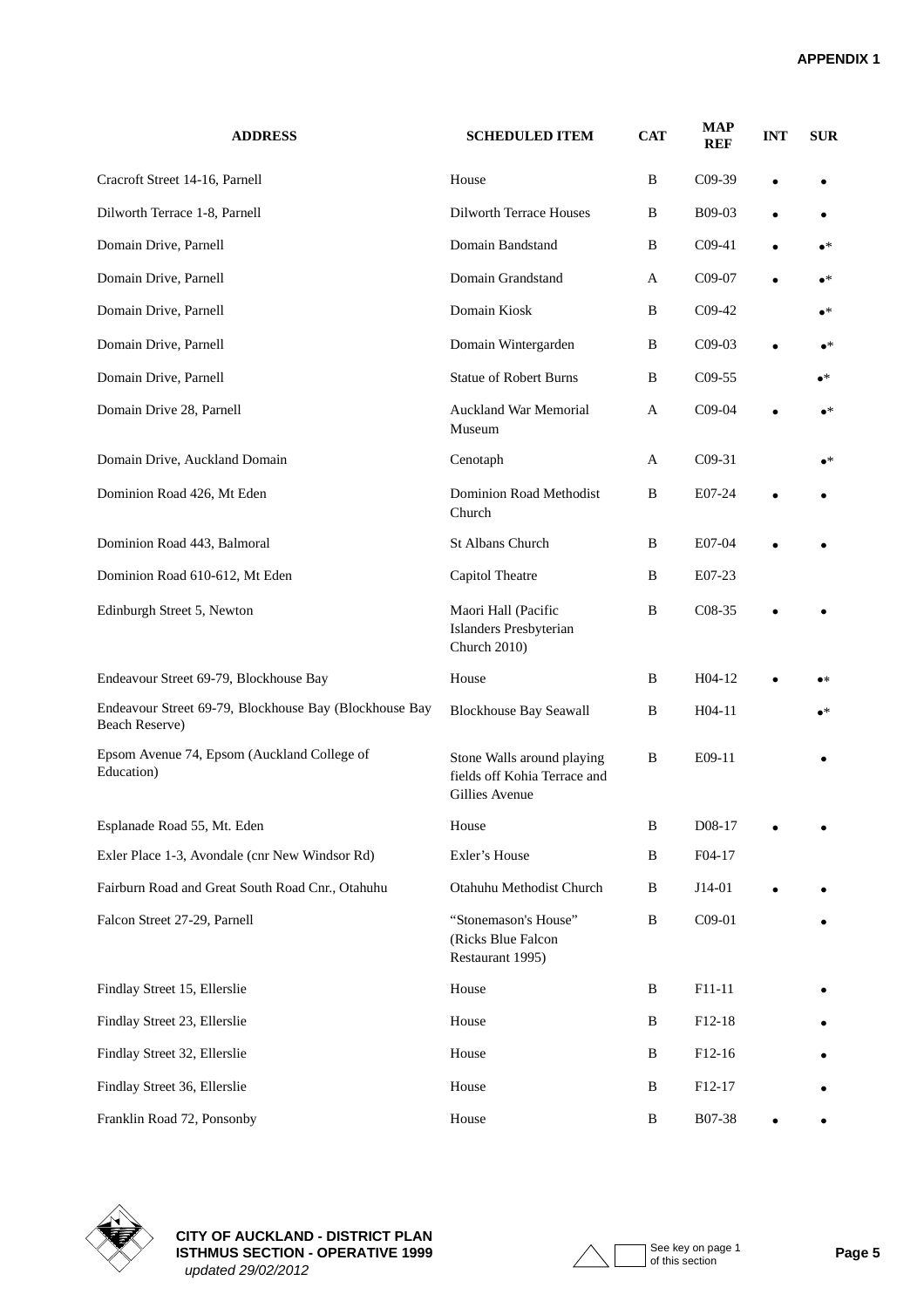| ADDRESS | SCHEDULED ITEM | CAT | MAP REF | INT | SUR |
|---|---|---|---|---|---|
| Cracroft Street 14-16, Parnell | House | B | C09-39 | • | • |
| Dilworth Terrace 1-8, Parnell | Dilworth Terrace Houses | B | B09-03 | • | • |
| Domain Drive, Parnell | Domain Bandstand | B | C09-41 | • | •* |
| Domain Drive, Parnell | Domain Grandstand | A | C09-07 | • | •* |
| Domain Drive, Parnell | Domain Kiosk | B | C09-42 | | •* |
| Domain Drive, Parnell | Domain Wintergarden | B | C09-03 | • | •* |
| Domain Drive, Parnell | Statue of Robert Burns | B | C09-55 | | •* |
| Domain Drive 28, Parnell | Auckland War Memorial Museum | A | C09-04 | • | •* |
| Domain Drive, Auckland Domain | Cenotaph | A | C09-31 | | •* |
| Dominion Road 426, Mt Eden | Dominion Road Methodist Church | B | E07-24 | • | • |
| Dominion Road 443, Balmoral | St Albans Church | B | E07-04 | • | • |
| Dominion Road 610-612, Mt Eden | Capitol Theatre | B | E07-23 | | |
| Edinburgh Street 5, Newton | Maori Hall (Pacific Islanders Presbyterian Church 2010) | B | C08-35 | • | • |
| Endeavour Street 69-79, Blockhouse Bay | House | B | H04-12 | • | •* |
| Endeavour Street 69-79, Blockhouse Bay (Blockhouse Bay Beach Reserve) | Blockhouse Bay Seawall | B | H04-11 | | •* |
| Epsom Avenue 74, Epsom (Auckland College of Education) | Stone Walls around playing fields off Kohia Terrace and Gillies Avenue | B | E09-11 | | • |
| Esplanade Road 55, Mt. Eden | House | B | D08-17 | • | • |
| Exler Place 1-3, Avondale (cnr New Windsor Rd) | Exler's House | B | F04-17 | | |
| Fairburn Road and Great South Road Cnr., Otahuhu | Otahuhu Methodist Church | B | J14-01 | • | • |
| Falcon Street 27-29, Parnell | "Stonemason's House" (Ricks Blue Falcon Restaurant 1995) | B | C09-01 | | • |
| Findlay Street 15, Ellerslie | House | B | F11-11 | | • |
| Findlay Street 23, Ellerslie | House | B | F12-18 | | • |
| Findlay Street 32, Ellerslie | House | B | F12-16 | | • |
| Findlay Street 36, Ellerslie | House | B | F12-17 | | • |
| Franklin Road 72, Ponsonby | House | B | B07-38 | • | • |

See key on page 1 of this section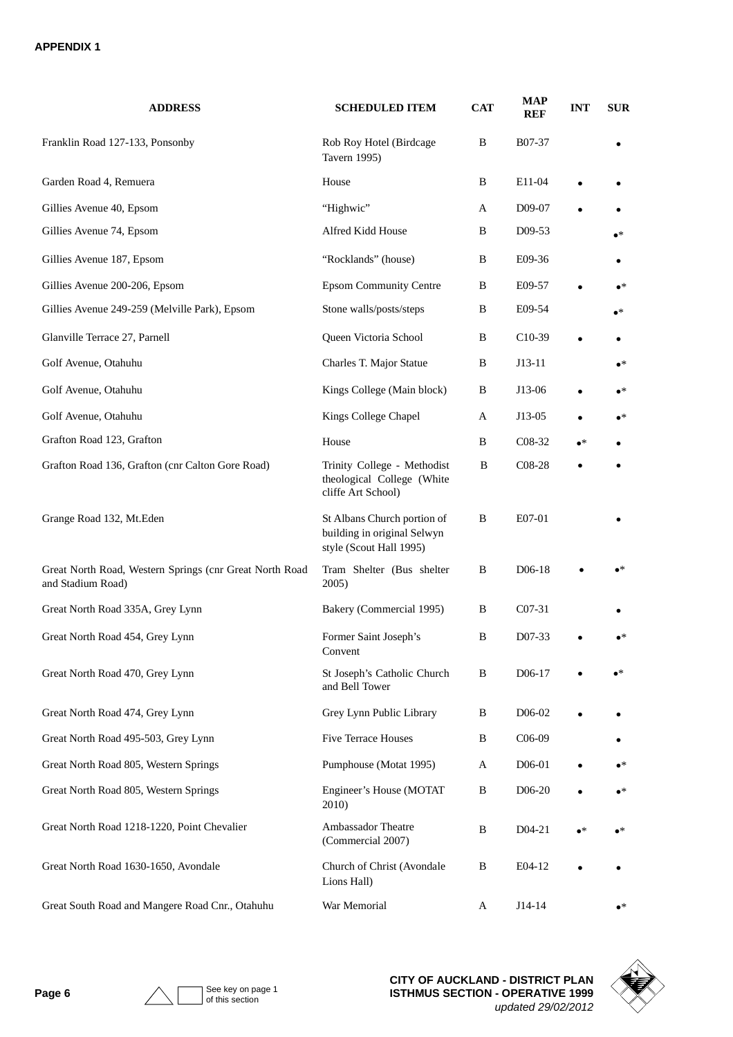**APPENDIX 1**

| ADDRESS | SCHEDULED ITEM | CAT | MAP REF | INT | SUR |
|---|---|---|---|---|---|
| Franklin Road 127-133, Ponsonby | Rob Roy Hotel (Birdcage Tavern 1995) | B | B07-37 | | • |
| Garden Road 4, Remuera | House | B | E11-04 | • | • |
| Gillies Avenue 40, Epsom | "Highwic" | A | D09-07 | • | • |
| Gillies Avenue 74, Epsom | Alfred Kidd House | B | D09-53 | | •* |
| Gillies Avenue 187, Epsom | "Rocklands" (house) | B | E09-36 | | • |
| Gillies Avenue 200-206, Epsom | Epsom Community Centre | B | E09-57 | • | •* |
| Gillies Avenue 249-259 (Melville Park), Epsom | Stone walls/posts/steps | B | E09-54 | | •* |
| Glanville Terrace 27, Parnell | Queen Victoria School | B | C10-39 | • | • |
| Golf Avenue, Otahuhu | Charles T. Major Statue | B | J13-11 | | •* |
| Golf Avenue, Otahuhu | Kings College (Main block) | B | J13-06 | • | •* |
| Golf Avenue, Otahuhu | Kings College Chapel | A | J13-05 | • | •* |
| Grafton Road 123, Grafton | House | B | C08-32 | •* | • |
| Grafton Road 136, Grafton (cnr Calton Gore Road) | Trinity College - Methodist theological College (White cliffe Art School) | B | C08-28 | • | • |
| Grange Road 132, Mt.Eden | St Albans Church portion of building in original Selwyn style (Scout Hall 1995) | B | E07-01 | | • |
| Great North Road, Western Springs (cnr Great North Road and Stadium Road) | Tram Shelter (Bus shelter 2005) | B | D06-18 | • | •* |
| Great North Road 335A, Grey Lynn | Bakery (Commercial 1995) | B | C07-31 | | • |
| Great North Road 454, Grey Lynn | Former Saint Joseph's Convent | B | D07-33 | • | •* |
| Great North Road 470, Grey Lynn | St Joseph's Catholic Church and Bell Tower | B | D06-17 | • | •* |
| Great North Road 474, Grey Lynn | Grey Lynn Public Library | B | D06-02 | • | • |
| Great North Road 495-503, Grey Lynn | Five Terrace Houses | B | C06-09 | | • |
| Great North Road 805, Western Springs | Pumphouse (Motat 1995) | A | D06-01 | • | •* |
| Great North Road 805, Western Springs | Engineer's House (MOTAT 2010) | B | D06-20 | • | •* |
| Great North Road 1218-1220, Point Chevalier | Ambassador Theatre (Commercial 2007) | B | D04-21 | •* | •* |
| Great North Road 1630-1650, Avondale | Church of Christ (Avondale Lions Hall) | B | E04-12 | • | • |
| Great South Road and Mangere Road Cnr., Otahuhu | War Memorial | A | J14-14 | | •* |

See key on page 1 of this section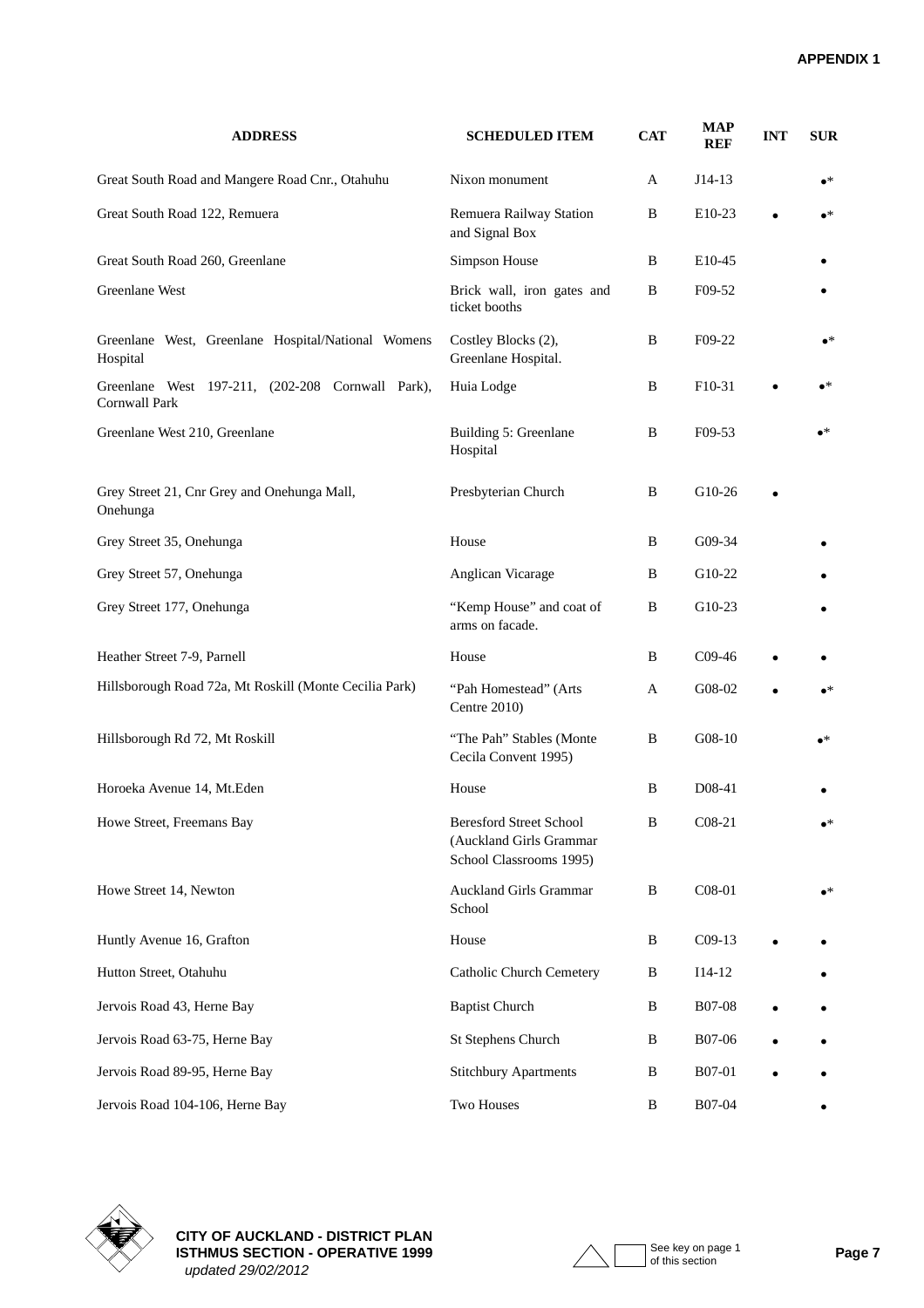| ADDRESS | SCHEDULED ITEM | CAT | MAP REF | INT | SUR |
|---|---|---|---|---|---|
| Great South Road and Mangere Road Cnr., Otahuhu | Nixon monument | A | J14-13 | | •* |
| Great South Road 122, Remuera | Remuera Railway Station and Signal Box | B | E10-23 | • | •* |
| Great South Road 260, Greenlane | Simpson House | B | E10-45 | | • |
| Greenlane West | Brick wall, iron gates and ticket booths | B | F09-52 | | • |
| Greenlane West, Greenlane Hospital/National Womens Hospital | Costley Blocks (2), Greenlane Hospital. | B | F09-22 | | •* |
| Greenlane West 197-211, (202-208 Cornwall Park), Cornwall Park | Huia Lodge | B | F10-31 | • | •* |
| Greenlane West 210, Greenlane | Building 5: Greenlane Hospital | B | F09-53 | | •* |
| Grey Street 21, Cnr Grey and Onehunga Mall, Onehunga | Presbyterian Church | B | G10-26 | • | |
| Grey Street 35, Onehunga | House | B | G09-34 | | • |
| Grey Street 57, Onehunga | Anglican Vicarage | B | G10-22 | | • |
| Grey Street 177, Onehunga | "Kemp House" and coat of arms on facade. | B | G10-23 | | • |
| Heather Street 7-9, Parnell | House | B | C09-46 | • | • |
| Hillsborough Road 72a, Mt Roskill (Monte Cecilia Park) | "Pah Homestead" (Arts Centre 2010) | A | G08-02 | • | •* |
| Hillsborough Rd 72, Mt Roskill | "The Pah" Stables (Monte Cecila Convent 1995) | B | G08-10 | | •* |
| Horoeka Avenue 14, Mt.Eden | House | B | D08-41 | | • |
| Howe Street, Freemans Bay | Beresford Street School (Auckland Girls Grammar School Classrooms 1995) | B | C08-21 | | •* |
| Howe Street 14, Newton | Auckland Girls Grammar School | B | C08-01 | | •* |
| Huntly Avenue 16, Grafton | House | B | C09-13 | • | • |
| Hutton Street, Otahuhu | Catholic Church Cemetery | B | I14-12 | | • |
| Jervois Road 43, Herne Bay | Baptist Church | B | B07-08 | • | • |
| Jervois Road 63-75, Herne Bay | St Stephens Church | B | B07-06 | • | • |
| Jervois Road 89-95, Herne Bay | Stitchbury Apartments | B | B07-01 | • | • |
| Jervois Road 104-106, Herne Bay | Two Houses | B | B07-04 | | • |

See key on page 1 of this section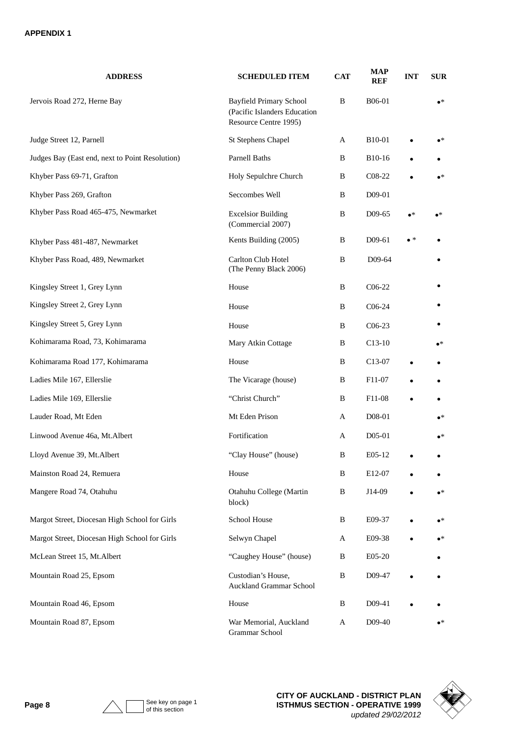**APPENDIX 1**

| ADDRESS | SCHEDULED ITEM | CAT | MAP REF | INT | SUR |
|---|---|---|---|---|---|
| Jervois Road 272, Herne Bay | Bayfield Primary School (Pacific Islanders Education Resource Centre 1995) | B | B06-01 | | •* |
| Judge Street 12, Parnell | St Stephens Chapel | A | B10-01 | • | •* |
| Judges Bay (East end, next to Point Resolution) | Parnell Baths | B | B10-16 | • | • |
| Khyber Pass 69-71, Grafton | Holy Sepulchre Church | B | C08-22 | • | •* |
| Khyber Pass 269, Grafton | Seccombes Well | B | D09-01 | | |
| Khyber Pass Road 465-475, Newmarket | Excelsior Building (Commercial 2007) | B | D09-65 | •* | •* |
| Khyber Pass 481-487, Newmarket | Kents Building (2005) | B | D09-61 | • * | • |
| Khyber Pass Road, 489, Newmarket | Carlton Club Hotel (The Penny Black 2006) | B | D09-64 | | • |
| Kingsley Street 1, Grey Lynn | House | B | C06-22 | | • |
| Kingsley Street 2, Grey Lynn | House | B | C06-24 | | • |
| Kingsley Street 5, Grey Lynn | House | B | C06-23 | | • |
| Kohimarama Road, 73, Kohimarama | Mary Atkin Cottage | B | C13-10 | | •* |
| Kohimarama Road 177, Kohimarama | House | B | C13-07 | • | • |
| Ladies Mile 167, Ellerslie | The Vicarage (house) | B | F11-07 | • | • |
| Ladies Mile 169, Ellerslie | "Christ Church" | B | F11-08 | • | • |
| Lauder Road, Mt Eden | Mt Eden Prison | A | D08-01 | | •* |
| Linwood Avenue 46a, Mt.Albert | Fortification | A | D05-01 | | •* |
| Lloyd Avenue 39, Mt.Albert | "Clay House" (house) | B | E05-12 | • | • |
| Mainston Road 24, Remuera | House | B | E12-07 | • | • |
| Mangere Road 74, Otahuhu | Otahuhu College (Martin block) | B | J14-09 | • | •* |
| Margot Street, Diocesan High School for Girls | School House | B | E09-37 | • | •* |
| Margot Street, Diocesan High School for Girls | Selwyn Chapel | A | E09-38 | • | •* |
| McLean Street 15, Mt.Albert | "Caughey House" (house) | B | E05-20 | | • |
| Mountain Road 25, Epsom | Custodian's House, Auckland Grammar School | B | D09-47 | • | • |
| Mountain Road 46, Epsom | House | B | D09-41 | • | • |
| Mountain Road 87, Epsom | War Memorial, Auckland Grammar School | A | D09-40 | | •* |

See key on page 1 of this section

**CITY OF AUCKLAND - DISTRICT PLAN**
**ISTHMUS SECTION - OPERATIVE 1999**
*updated 29/02/2012*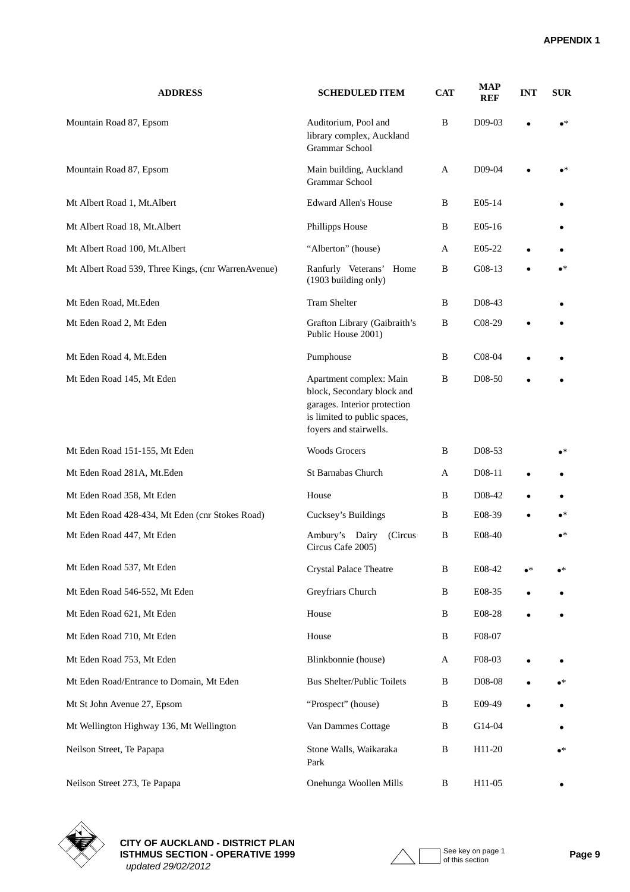| ADDRESS | SCHEDULED ITEM | CAT | MAP REF | INT | SUR |
|---|---|---|---|---|---|
| Mountain Road 87, Epsom | Auditorium, Pool and library complex, Auckland Grammar School | B | D09-03 | • | •* |
| Mountain Road 87, Epsom | Main building, Auckland Grammar School | A | D09-04 | • | •* |
| Mt Albert Road 1, Mt.Albert | Edward Allen's House | B | E05-14 | | • |
| Mt Albert Road 18, Mt.Albert | Phillipps House | B | E05-16 | | • |
| Mt Albert Road 100, Mt.Albert | "Alberton" (house) | A | E05-22 | • | • |
| Mt Albert Road 539, Three Kings, (cnr WarrenAvenue) | Ranfurly Veterans' Home (1903 building only) | B | G08-13 | • | •* |
| Mt Eden Road, Mt.Eden | Tram Shelter | B | D08-43 | | • |
| Mt Eden Road 2, Mt Eden | Grafton Library (Gaibraith's Public House 2001) | B | C08-29 | • | • |
| Mt Eden Road 4, Mt.Eden | Pumphouse | B | C08-04 | • | • |
| Mt Eden Road 145, Mt Eden | Apartment complex: Main block, Secondary block and garages. Interior protection is limited to public spaces, foyers and stairwells. | B | D08-50 | • | • |
| Mt Eden Road 151-155, Mt Eden | Woods Grocers | B | D08-53 | | •* |
| Mt Eden Road 281A, Mt.Eden | St Barnabas Church | A | D08-11 | • | • |
| Mt Eden Road 358, Mt Eden | House | B | D08-42 | • | • |
| Mt Eden Road 428-434, Mt Eden (cnr Stokes Road) | Cucksey's Buildings | B | E08-39 | • | •* |
| Mt Eden Road 447, Mt Eden | Ambury's Dairy (Circus Circus Cafe 2005) | B | E08-40 | | •* |
| Mt Eden Road 537, Mt Eden | Crystal Palace Theatre | B | E08-42 | •* | •* |
| Mt Eden Road 546-552, Mt Eden | Greyfriars Church | B | E08-35 | • | • |
| Mt Eden Road 621, Mt Eden | House | B | E08-28 | • | • |
| Mt Eden Road 710, Mt Eden | House | B | F08-07 | | |
| Mt Eden Road 753, Mt Eden | Blinkbonnie (house) | A | F08-03 | • | • |
| Mt Eden Road/Entrance to Domain, Mt Eden | Bus Shelter/Public Toilets | B | D08-08 | • | •* |
| Mt St John Avenue 27, Epsom | "Prospect" (house) | B | E09-49 | • | • |
| Mt Wellington Highway 136, Mt Wellington | Van Dammes Cottage | B | G14-04 | | • |
| Neilson Street, Te Papapa | Stone Walls, Waikaraka Park | B | H11-20 | | •* |
| Neilson Street 273, Te Papapa | Onehunga Woollen Mills | B | H11-05 | | • |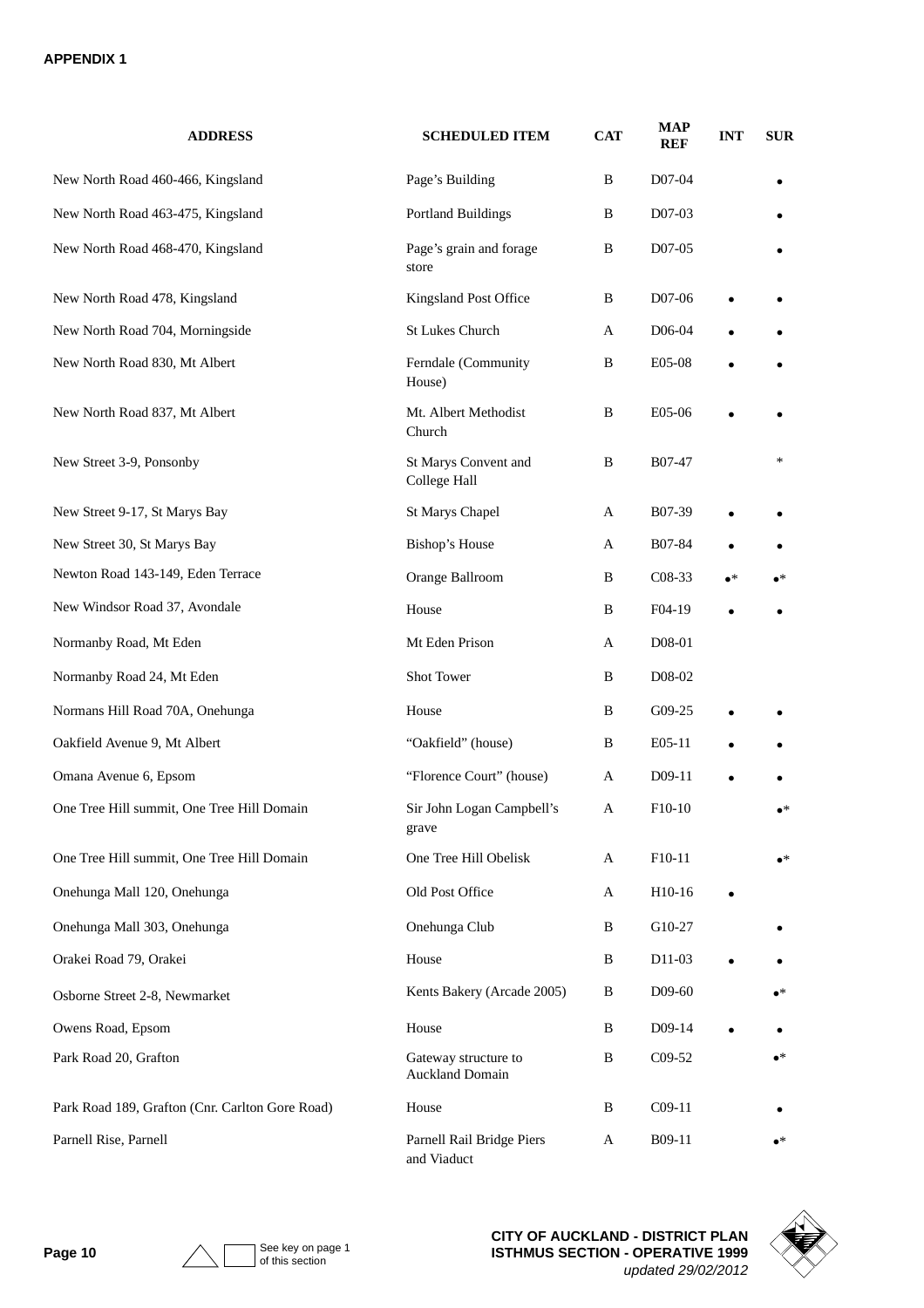**APPENDIX 1**

| ADDRESS | SCHEDULED ITEM | CAT | MAP REF | INT | SUR |
|---|---|---|---|---|---|
| New North Road 460-466, Kingsland | Page's Building | B | D07-04 | | • |
| New North Road 463-475, Kingsland | Portland Buildings | B | D07-03 | | • |
| New North Road 468-470, Kingsland | Page's grain and forage store | B | D07-05 | | • |
| New North Road 478, Kingsland | Kingsland Post Office | B | D07-06 | • | • |
| New North Road 704, Morningside | St Lukes Church | A | D06-04 | • | • |
| New North Road 830, Mt Albert | Ferndale (Community House) | B | E05-08 | • | • |
| New North Road 837, Mt Albert | Mt. Albert Methodist Church | B | E05-06 | • | • |
| New Street 3-9, Ponsonby | St Marys Convent and College Hall | B | B07-47 | | * |
| New Street 9-17, St Marys Bay | St Marys Chapel | A | B07-39 | • | • |
| New Street 30, St Marys Bay | Bishop's House | A | B07-84 | • | • |
| Newton Road 143-149, Eden Terrace | Orange Ballroom | B | C08-33 | •* | •* |
| New Windsor Road 37, Avondale | House | B | F04-19 | • | • |
| Normanby Road, Mt Eden | Mt Eden Prison | A | D08-01 | | |
| Normanby Road 24, Mt Eden | Shot Tower | B | D08-02 | | |
| Normans Hill Road 70A, Onehunga | House | B | G09-25 | • | • |
| Oakfield Avenue 9, Mt Albert | "Oakfield" (house) | B | E05-11 | • | • |
| Omana Avenue 6, Epsom | "Florence Court" (house) | A | D09-11 | • | • |
| One Tree Hill summit, One Tree Hill Domain | Sir John Logan Campbell's grave | A | F10-10 | | •* |
| One Tree Hill summit, One Tree Hill Domain | One Tree Hill Obelisk | A | F10-11 | | •* |
| Onehunga Mall 120, Onehunga | Old Post Office | A | H10-16 | • | |
| Onehunga Mall 303, Onehunga | Onehunga Club | B | G10-27 | | • |
| Orakei Road 79, Orakei | House | B | D11-03 | • | • |
| Osborne Street 2-8, Newmarket | Kents Bakery (Arcade 2005) | B | D09-60 | | •* |
| Owens Road, Epsom | House | B | D09-14 | • | • |
| Park Road 20, Grafton | Gateway structure to Auckland Domain | B | C09-52 | | •* |
| Park Road 189, Grafton (Cnr. Carlton Gore Road) | House | B | C09-11 | | • |
| Parnell Rise, Parnell | Parnell Rail Bridge Piers and Viaduct | A | B09-11 | | •* |

See key on page 1 of this section

CITY OF AUCKLAND - DISTRICT PLAN
ISTHMUS SECTION - OPERATIVE 1999
*updated 29/02/2012*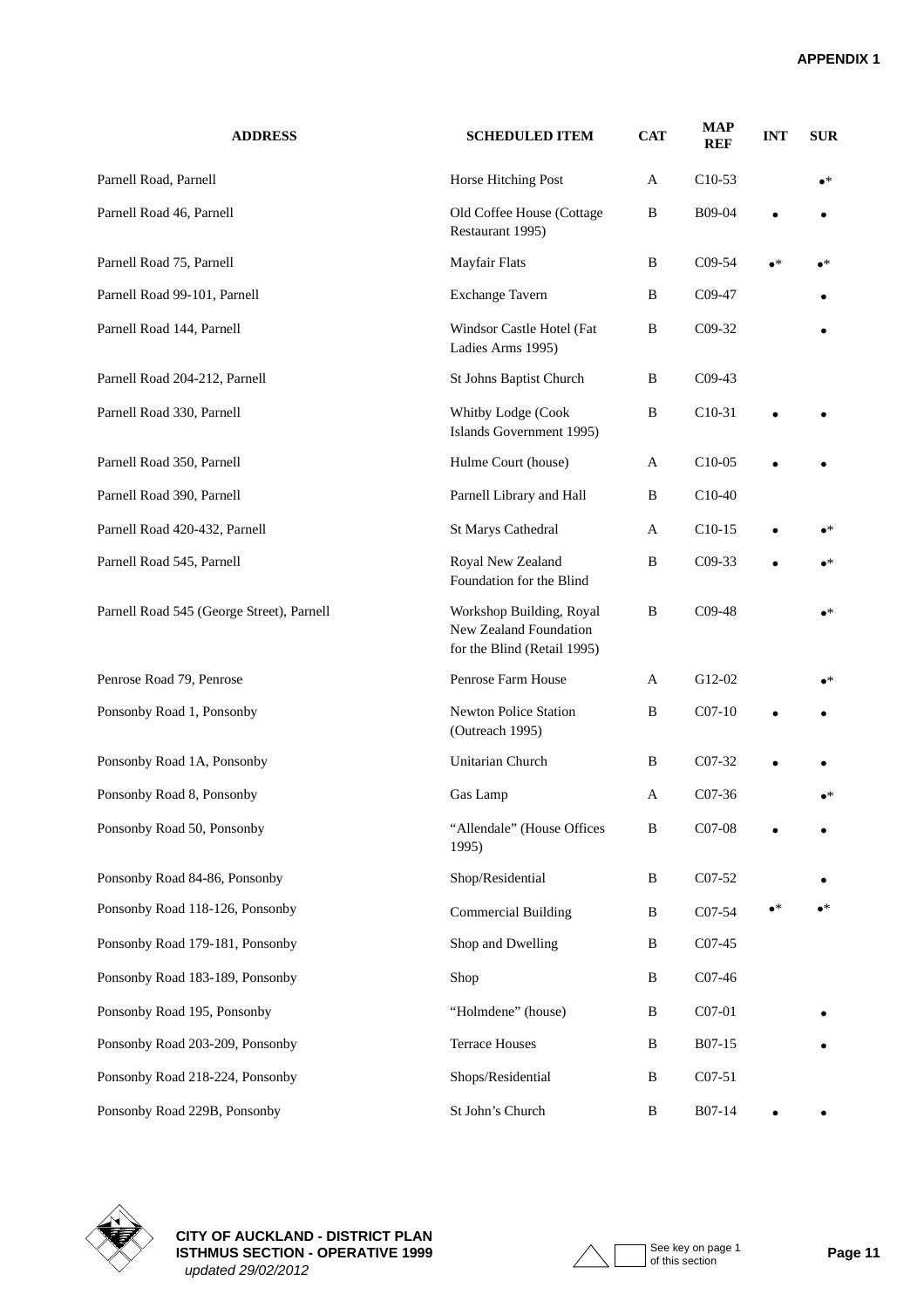| ADDRESS | SCHEDULED ITEM | CAT | MAP REF | INT | SUR |
|---|---|---|---|---|---|
| Parnell Road, Parnell | Horse Hitching Post | A | C10-53 | | •* |
| Parnell Road 46, Parnell | Old Coffee House (Cottage Restaurant 1995) | B | B09-04 | • | • |
| Parnell Road 75, Parnell | Mayfair Flats | B | C09-54 | •* | •* |
| Parnell Road 99-101, Parnell | Exchange Tavern | B | C09-47 | | • |
| Parnell Road 144, Parnell | Windsor Castle Hotel (Fat Ladies Arms 1995) | B | C09-32 | | • |
| Parnell Road 204-212, Parnell | St Johns Baptist Church | B | C09-43 | | |
| Parnell Road 330, Parnell | Whitby Lodge (Cook Islands Government 1995) | B | C10-31 | • | • |
| Parnell Road 350, Parnell | Hulme Court (house) | A | C10-05 | • | • |
| Parnell Road 390, Parnell | Parnell Library and Hall | B | C10-40 | | |
| Parnell Road 420-432, Parnell | St Marys Cathedral | A | C10-15 | • | •* |
| Parnell Road 545, Parnell | Royal New Zealand Foundation for the Blind | B | C09-33 | • | •* |
| Parnell Road 545 (George Street), Parnell | Workshop Building, Royal New Zealand Foundation for the Blind (Retail 1995) | B | C09-48 | | •* |
| Penrose Road 79, Penrose | Penrose Farm House | A | G12-02 | | •* |
| Ponsonby Road 1, Ponsonby | Newton Police Station (Outreach 1995) | B | C07-10 | • | • |
| Ponsonby Road 1A, Ponsonby | Unitarian Church | B | C07-32 | • | • |
| Ponsonby Road 8, Ponsonby | Gas Lamp | A | C07-36 | | •* |
| Ponsonby Road 50, Ponsonby | "Allendale" (House Offices 1995) | B | C07-08 | • | • |
| Ponsonby Road 84-86, Ponsonby | Shop/Residential | B | C07-52 | | • |
| Ponsonby Road 118-126, Ponsonby | Commercial Building | B | C07-54 | •* | •* |
| Ponsonby Road 179-181, Ponsonby | Shop and Dwelling | B | C07-45 | | |
| Ponsonby Road 183-189, Ponsonby | Shop | B | C07-46 | | |
| Ponsonby Road 195, Ponsonby | "Holmdene" (house) | B | C07-01 | | • |
| Ponsonby Road 203-209, Ponsonby | Terrace Houses | B | B07-15 | | • |
| Ponsonby Road 218-224, Ponsonby | Shops/Residential | B | C07-51 | | |
| Ponsonby Road 229B, Ponsonby | St John's Church | B | B07-14 | • | • |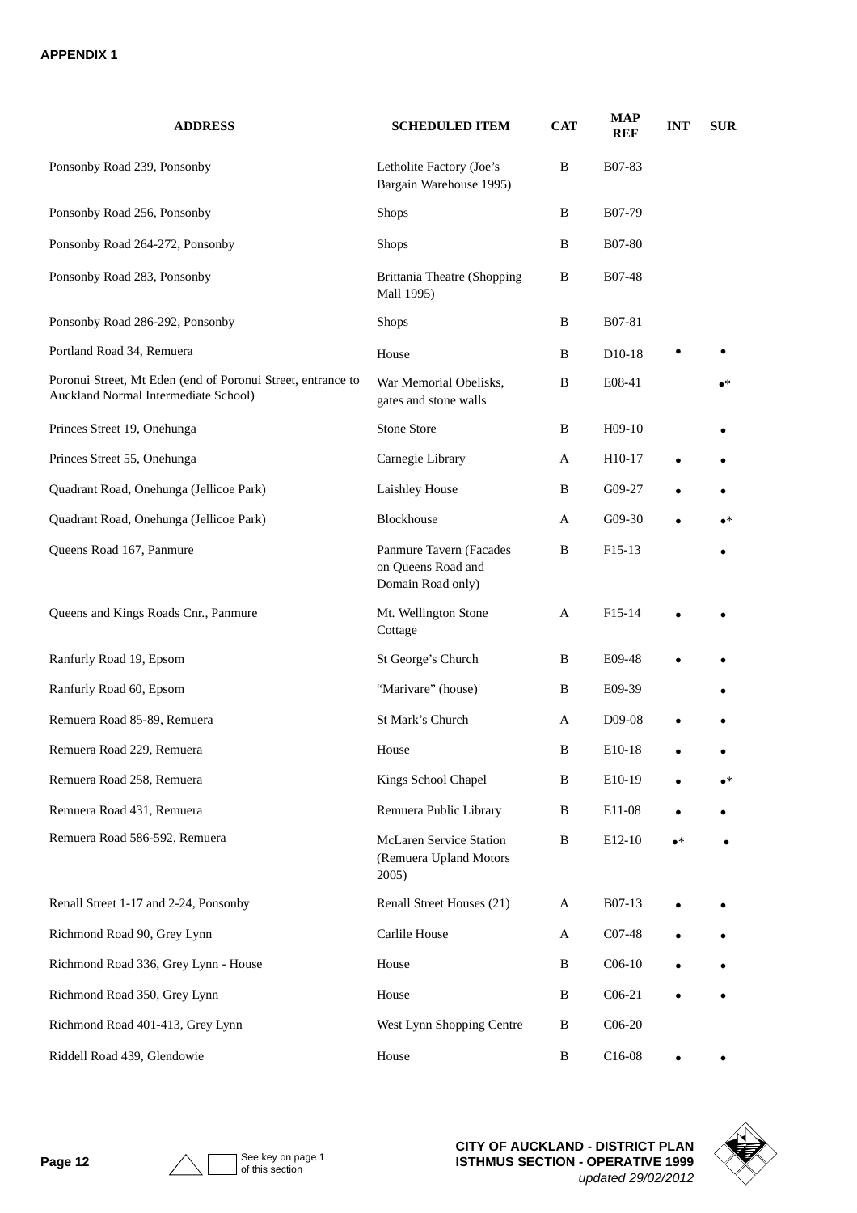**APPENDIX 1**

| ADDRESS | SCHEDULED ITEM | CAT | MAP REF | INT | SUR |
|---|---|---|---|---|---|
| Ponsonby Road 239, Ponsonby | Letholite Factory (Joe's Bargain Warehouse 1995) | B | B07-83 | | |
| Ponsonby Road 256, Ponsonby | Shops | B | B07-79 | | |
| Ponsonby Road 264-272, Ponsonby | Shops | B | B07-80 | | |
| Ponsonby Road 283, Ponsonby | Brittania Theatre (Shopping Mall 1995) | B | B07-48 | | |
| Ponsonby Road 286-292, Ponsonby | Shops | B | B07-81 | | |
| Portland Road 34, Remuera | House | B | D10-18 | • | • |
| Poronui Street, Mt Eden (end of Poronui Street, entrance to Auckland Normal Intermediate School) | War Memorial Obelisks, gates and stone walls | B | E08-41 | | •* |
| Princes Street 19, Onehunga | Stone Store | B | H09-10 | | • |
| Princes Street 55, Onehunga | Carnegie Library | A | H10-17 | • | • |
| Quadrant Road, Onehunga (Jellicoe Park) | Laishley House | B | G09-27 | • | • |
| Quadrant Road, Onehunga (Jellicoe Park) | Blockhouse | A | G09-30 | • | •* |
| Queens Road 167, Panmure | Panmure Tavern (Facades on Queens Road and Domain Road only) | B | F15-13 | | • |
| Queens and Kings Roads Cnr., Panmure | Mt. Wellington Stone Cottage | A | F15-14 | • | • |
| Ranfurly Road 19, Epsom | St George's Church | B | E09-48 | • | • |
| Ranfurly Road 60, Epsom | "Marivare" (house) | B | E09-39 | | • |
| Remuera Road 85-89, Remuera | St Mark's Church | A | D09-08 | • | • |
| Remuera Road 229, Remuera | House | B | E10-18 | • | • |
| Remuera Road 258, Remuera | Kings School Chapel | B | E10-19 | • | •* |
| Remuera Road 431, Remuera | Remuera Public Library | B | E11-08 | • | • |
| Remuera Road 586-592, Remuera | McLaren Service Station (Remuera Upland Motors 2005) | B | E12-10 | •* | • |
| Renall Street 1-17 and 2-24, Ponsonby | Renall Street Houses (21) | A | B07-13 | • | • |
| Richmond Road 90, Grey Lynn | Carlile House | A | C07-48 | • | • |
| Richmond Road 336, Grey Lynn - House | House | B | C06-10 | • | • |
| Richmond Road 350, Grey Lynn | House | B | C06-21 | • | • |
| Richmond Road 401-413, Grey Lynn | West Lynn Shopping Centre | B | C06-20 | | |
| Riddell Road 439, Glendowie | House | B | C16-08 | • | • |

See key on page 1 of this section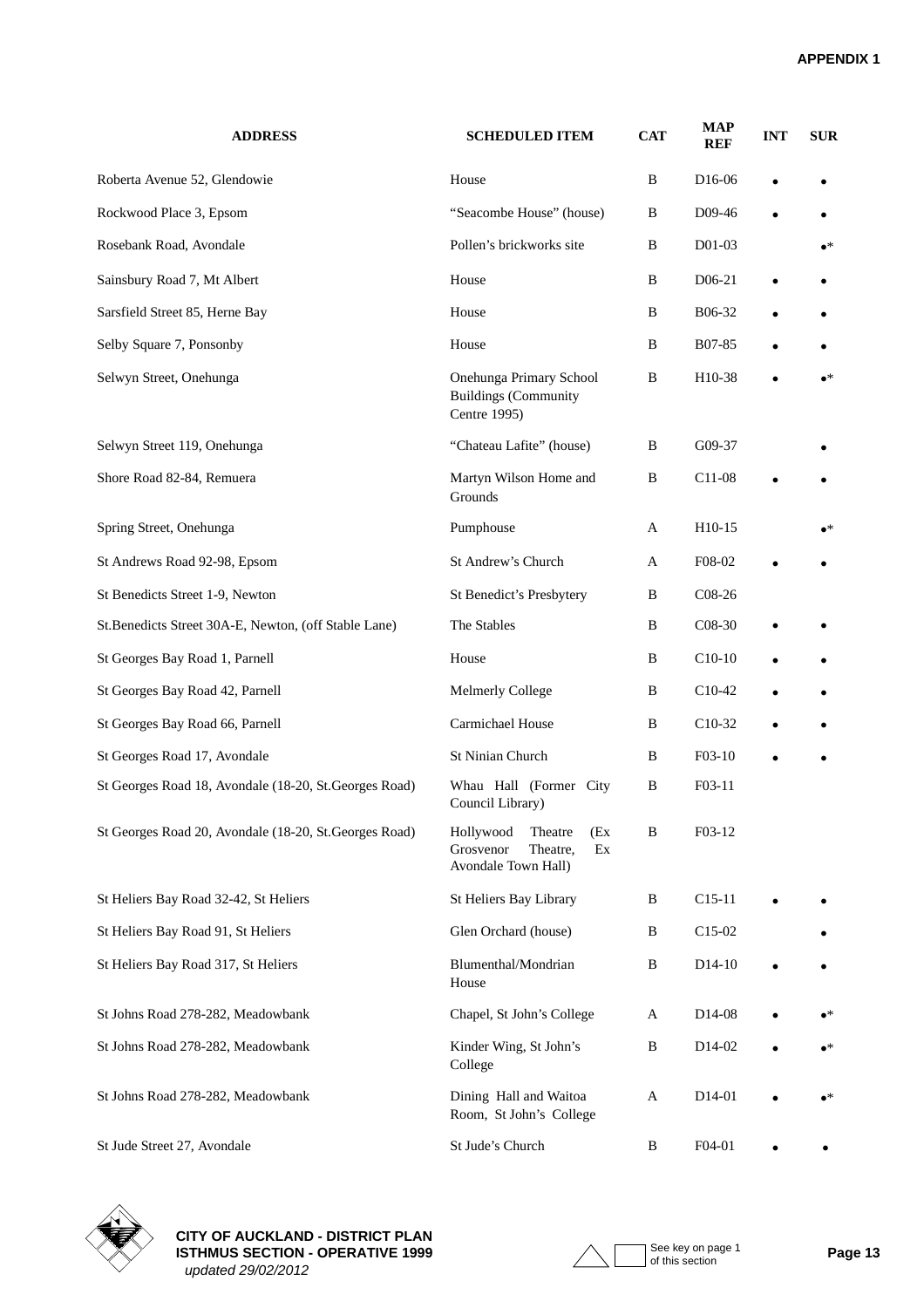| ADDRESS | SCHEDULED ITEM | CAT | MAP REF | INT | SUR |
|---|---|---|---|---|---|
| Roberta Avenue 52, Glendowie | House | B | D16-06 | • | • |
| Rockwood Place 3, Epsom | "Seacombe House" (house) | B | D09-46 | • | • |
| Rosebank Road, Avondale | Pollen's brickworks site | B | D01-03 | | •* |
| Sainsbury Road 7, Mt Albert | House | B | D06-21 | • | • |
| Sarsfield Street 85, Herne Bay | House | B | B06-32 | • | • |
| Selby Square 7, Ponsonby | House | B | B07-85 | • | • |
| Selwyn Street, Onehunga | Onehunga Primary School Buildings (Community Centre 1995) | B | H10-38 | • | •* |
| Selwyn Street 119, Onehunga | "Chateau Lafite" (house) | B | G09-37 | | • |
| Shore Road 82-84, Remuera | Martyn Wilson Home and Grounds | B | C11-08 | • | • |
| Spring Street, Onehunga | Pumphouse | A | H10-15 | | •* |
| St Andrews Road 92-98, Epsom | St Andrew's Church | A | F08-02 | • | • |
| St Benedicts Street 1-9, Newton | St Benedict's Presbytery | B | C08-26 | | |
| St.Benedicts Street 30A-E, Newton, (off Stable Lane) | The Stables | B | C08-30 | • | • |
| St Georges Bay Road 1, Parnell | House | B | C10-10 | • | • |
| St Georges Bay Road 42, Parnell | Melmerly College | B | C10-42 | • | • |
| St Georges Bay Road 66, Parnell | Carmichael House | B | C10-32 | • | • |
| St Georges Road 17, Avondale | St Ninian Church | B | F03-10 | • | • |
| St Georges Road 18, Avondale (18-20, St.Georges Road) | Whau Hall (Former City Council Library) | B | F03-11 | | |
| St Georges Road 20, Avondale (18-20, St.Georges Road) | Hollywood Theatre (Ex Grosvenor Theatre, Ex Avondale Town Hall) | B | F03-12 | | |
| St Heliers Bay Road 32-42, St Heliers | St Heliers Bay Library | B | C15-11 | • | • |
| St Heliers Bay Road 91, St Heliers | Glen Orchard (house) | B | C15-02 | | • |
| St Heliers Bay Road 317, St Heliers | Blumenthal/Mondrian House | B | D14-10 | • | • |
| St Johns Road 278-282, Meadowbank | Chapel, St John's College | A | D14-08 | • | •* |
| St Johns Road 278-282, Meadowbank | Kinder Wing, St John's College | B | D14-02 | • | •* |
| St Johns Road 278-282, Meadowbank | Dining Hall and Waitoa Room, St John's College | A | D14-01 | • | •* |
| St Jude Street 27, Avondale | St Jude's Church | B | F04-01 | • | • |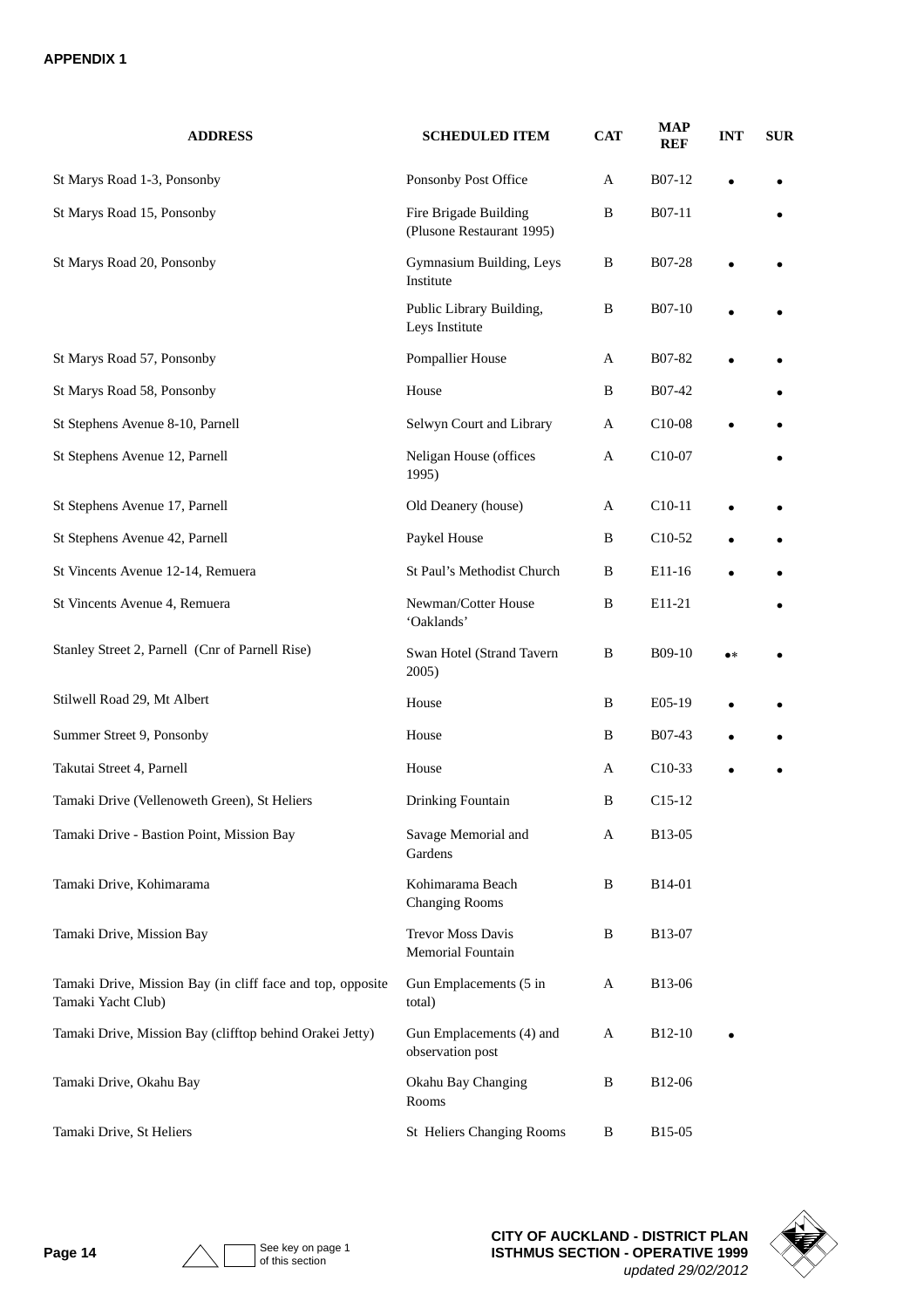**APPENDIX 1**

| ADDRESS | SCHEDULED ITEM | CAT | MAP REF | INT | SUR |
|---|---|---|---|---|---|
| St Marys Road 1-3, Ponsonby | Ponsonby Post Office | A | B07-12 | • | • |
| St Marys Road 15, Ponsonby | Fire Brigade Building (Plusone Restaurant 1995) | B | B07-11 | | • |
| St Marys Road 20, Ponsonby | Gymnasium Building, Leys Institute | B | B07-28 | • | • |
| | Public Library Building, Leys Institute | B | B07-10 | • | • |
| St Marys Road 57, Ponsonby | Pompallier House | A | B07-82 | • | • |
| St Marys Road 58, Ponsonby | House | B | B07-42 | | • |
| St Stephens Avenue 8-10, Parnell | Selwyn Court and Library | A | C10-08 | • | • |
| St Stephens Avenue 12, Parnell | Neligan House (offices 1995) | A | C10-07 | | • |
| St Stephens Avenue 17, Parnell | Old Deanery (house) | A | C10-11 | • | • |
| St Stephens Avenue 42, Parnell | Paykel House | B | C10-52 | • | • |
| St Vincents Avenue 12-14, Remuera | St Paul's Methodist Church | B | E11-16 | • | • |
| St Vincents Avenue 4, Remuera | Newman/Cotter House 'Oaklands' | B | E11-21 | | • |
| Stanley Street 2, Parnell (Cnr of Parnell Rise) | Swan Hotel (Strand Tavern 2005) | B | B09-10 | •* | • |
| Stilwell Road 29, Mt Albert | House | B | E05-19 | • | • |
| Summer Street 9, Ponsonby | House | B | B07-43 | • | • |
| Takutai Street 4, Parnell | House | A | C10-33 | • | • |
| Tamaki Drive (Vellenoweth Green), St Heliers | Drinking Fountain | B | C15-12 | | |
| Tamaki Drive - Bastion Point, Mission Bay | Savage Memorial and Gardens | A | B13-05 | | |
| Tamaki Drive, Kohimarama | Kohimarama Beach Changing Rooms | B | B14-01 | | |
| Tamaki Drive, Mission Bay | Trevor Moss Davis Memorial Fountain | B | B13-07 | | |
| Tamaki Drive, Mission Bay (in cliff face and top, opposite Tamaki Yacht Club) | Gun Emplacements (5 in total) | A | B13-06 | | |
| Tamaki Drive, Mission Bay (clifftop behind Orakei Jetty) | Gun Emplacements (4) and observation post | A | B12-10 | • | |
| Tamaki Drive, Okahu Bay | Okahu Bay Changing Rooms | B | B12-06 | | |
| Tamaki Drive, St Heliers | St Heliers Changing Rooms | B | B15-05 | | |

See key on page 1 of this section

CITY OF AUCKLAND - DISTRICT PLAN
ISTHMUS SECTION - OPERATIVE 1999
*updated 29/02/2012*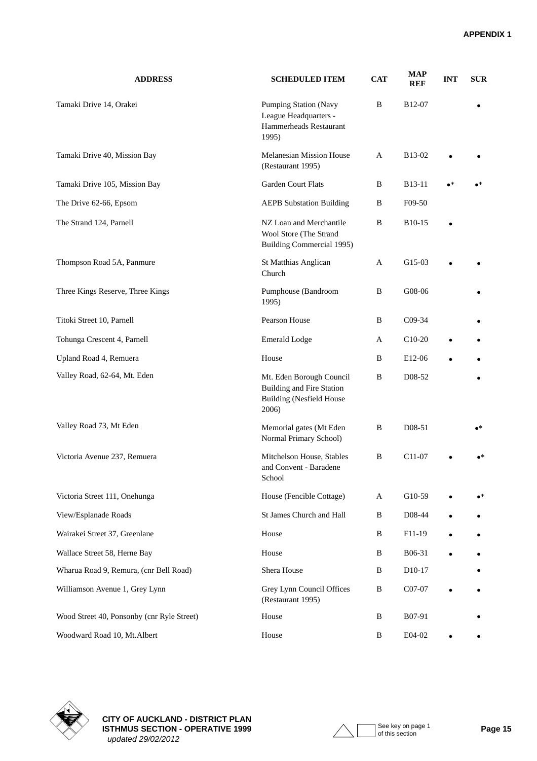| ADDRESS | SCHEDULED ITEM | CAT | MAP REF | INT | SUR |
|---|---|---|---|---|---|
| Tamaki Drive 14, Orakei | Pumping Station (Navy League Headquarters - Hammerheads Restaurant 1995) | B | B12-07 | | • |
| Tamaki Drive 40, Mission Bay | Melanesian Mission House (Restaurant 1995) | A | B13-02 | • | • |
| Tamaki Drive 105, Mission Bay | Garden Court Flats | B | B13-11 | •* | •* |
| The Drive 62-66, Epsom | AEPB Substation Building | B | F09-50 | | |
| The Strand 124, Parnell | NZ Loan and Merchantile Wool Store (The Strand Building Commercial 1995) | B | B10-15 | • | |
| Thompson Road 5A, Panmure | St Matthias Anglican Church | A | G15-03 | • | • |
| Three Kings Reserve, Three Kings | Pumphouse (Bandroom 1995) | B | G08-06 | | • |
| Titoki Street 10, Parnell | Pearson House | B | C09-34 | | • |
| Tohunga Crescent 4, Parnell | Emerald Lodge | A | C10-20 | • | • |
| Upland Road 4, Remuera | House | B | E12-06 | • | • |
| Valley Road, 62-64, Mt. Eden | Mt. Eden Borough Council Building and Fire Station Building (Nesfield House 2006) | B | D08-52 | | • |
| Valley Road 73, Mt Eden | Memorial gates (Mt Eden Normal Primary School) | B | D08-51 | | •* |
| Victoria Avenue 237, Remuera | Mitchelson House, Stables and Convent - Baradene School | B | C11-07 | • | •* |
| Victoria Street 111, Onehunga | House (Fencible Cottage) | A | G10-59 | • | •* |
| View/Esplanade Roads | St James Church and Hall | B | D08-44 | • | • |
| Wairakei Street 37, Greenlane | House | B | F11-19 | • | • |
| Wallace Street 58, Herne Bay | House | B | B06-31 | • | • |
| Wharua Road 9, Remura, (cnr Bell Road) | Shera House | B | D10-17 | | • |
| Williamson Avenue 1, Grey Lynn | Grey Lynn Council Offices (Restaurant 1995) | B | C07-07 | • | • |
| Wood Street 40, Ponsonby (cnr Ryle Street) | House | B | B07-91 | | • |
| Woodward Road 10, Mt.Albert | House | B | E04-02 | • | • |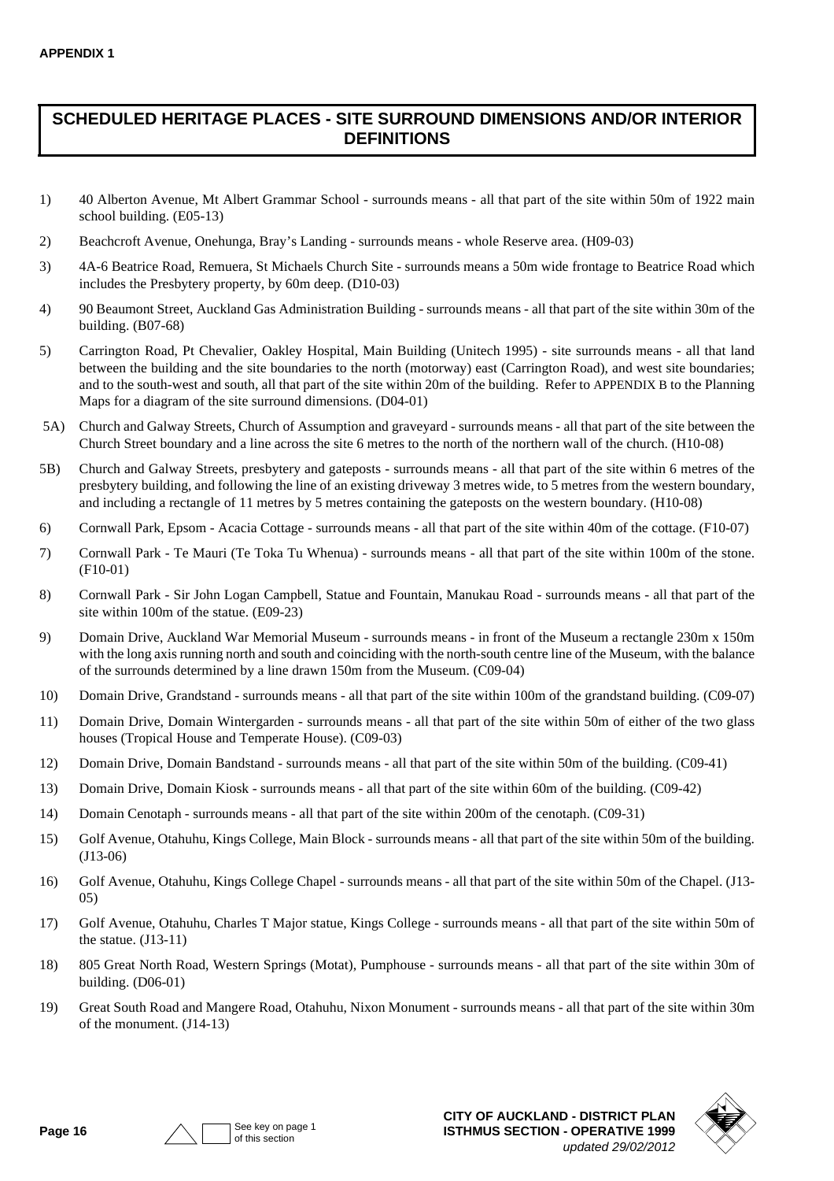**APPENDIX 1**

## SCHEDULED HERITAGE PLACES - SITE SURROUND DIMENSIONS AND/OR INTERIOR DEFINITIONS

1) 40 Alberton Avenue, Mt Albert Grammar School - surrounds means - all that part of the site within 50m of 1922 main school building. (E05-13)

2) Beachcroft Avenue, Onehunga, Bray's Landing - surrounds means - whole Reserve area. (H09-03)

3) 4A-6 Beatrice Road, Remuera, St Michaels Church Site - surrounds means a 50m wide frontage to Beatrice Road which includes the Presbytery property, by 60m deep. (D10-03)

4) 90 Beaumont Street, Auckland Gas Administration Building - surrounds means - all that part of the site within 30m of the building. (B07-68)

5) Carrington Road, Pt Chevalier, Oakley Hospital, Main Building (Unitech 1995) - site surrounds means - all that land between the building and the site boundaries to the north (motorway) east (Carrington Road), and west site boundaries; and to the south-west and south, all that part of the site within 20m of the building. Refer to APPENDIX B to the Planning Maps for a diagram of the site surround dimensions. (D04-01)

5A) Church and Galway Streets, Church of Assumption and graveyard - surrounds means - all that part of the site between the Church Street boundary and a line across the site 6 metres to the north of the northern wall of the church. (H10-08)

5B) Church and Galway Streets, presbytery and gateposts - surrounds means - all that part of the site within 6 metres of the presbytery building, and following the line of an existing driveway 3 metres wide, to 5 metres from the western boundary, and including a rectangle of 11 metres by 5 metres containing the gateposts on the western boundary. (H10-08)

6) Cornwall Park, Epsom - Acacia Cottage - surrounds means - all that part of the site within 40m of the cottage. (F10-07)

7) Cornwall Park - Te Mauri (Te Toka Tu Whenua) - surrounds means - all that part of the site within 100m of the stone. (F10-01)

8) Cornwall Park - Sir John Logan Campbell, Statue and Fountain, Manukau Road - surrounds means - all that part of the site within 100m of the statue. (E09-23)

9) Domain Drive, Auckland War Memorial Museum - surrounds means - in front of the Museum a rectangle 230m x 150m with the long axis running north and south and coinciding with the north-south centre line of the Museum, with the balance of the surrounds determined by a line drawn 150m from the Museum. (C09-04)

10) Domain Drive, Grandstand - surrounds means - all that part of the site within 100m of the grandstand building. (C09-07)

11) Domain Drive, Domain Wintergarden - surrounds means - all that part of the site within 50m of either of the two glass houses (Tropical House and Temperate House). (C09-03)

12) Domain Drive, Domain Bandstand - surrounds means - all that part of the site within 50m of the building. (C09-41)

13) Domain Drive, Domain Kiosk - surrounds means - all that part of the site within 60m of the building. (C09-42)

14) Domain Cenotaph - surrounds means - all that part of the site within 200m of the cenotaph. (C09-31)

15) Golf Avenue, Otahuhu, Kings College, Main Block - surrounds means - all that part of the site within 50m of the building. (J13-06)

16) Golf Avenue, Otahuhu, Kings College Chapel - surrounds means - all that part of the site within 50m of the Chapel. (J13-05)

17) Golf Avenue, Otahuhu, Charles T Major statue, Kings College - surrounds means - all that part of the site within 50m of the statue. (J13-11)

18) 805 Great North Road, Western Springs (Motat), Pumphouse - surrounds means - all that part of the site within 30m of building. (D06-01)

19) Great South Road and Mangere Road, Otahuhu, Nixon Monument - surrounds means - all that part of the site within 30m of the monument. (J14-13)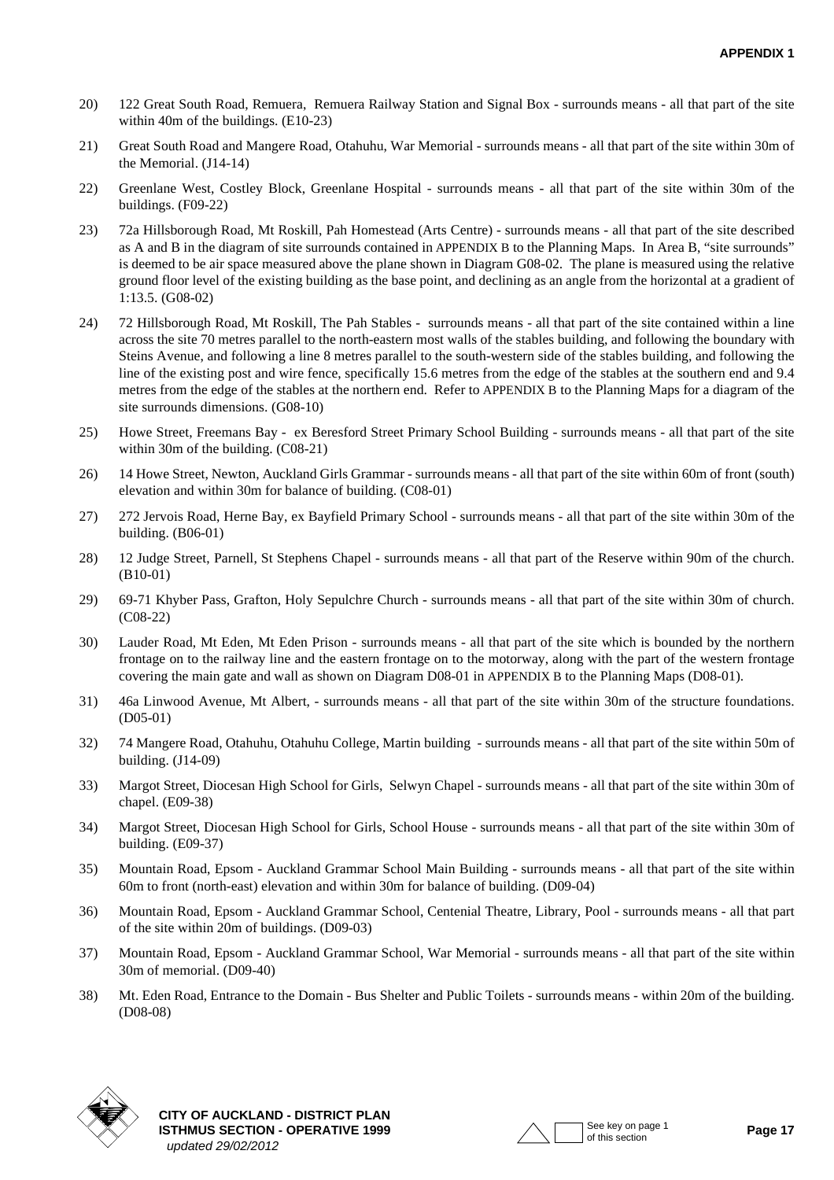20) 122 Great South Road, Remuera, Remuera Railway Station and Signal Box - surrounds means - all that part of the site within 40m of the buildings. (E10-23)

21) Great South Road and Mangere Road, Otahuhu, War Memorial - surrounds means - all that part of the site within 30m of the Memorial. (J14-14)

22) Greenlane West, Costley Block, Greenlane Hospital - surrounds means - all that part of the site within 30m of the buildings. (F09-22)

23) 72a Hillsborough Road, Mt Roskill, Pah Homestead (Arts Centre) - surrounds means - all that part of the site described as A and B in the diagram of site surrounds contained in APPENDIX B to the Planning Maps. In Area B, "site surrounds" is deemed to be air space measured above the plane shown in Diagram G08-02. The plane is measured using the relative ground floor level of the existing building as the base point, and declining as an angle from the horizontal at a gradient of 1:13.5. (G08-02)

24) 72 Hillsborough Road, Mt Roskill, The Pah Stables - surrounds means - all that part of the site contained within a line across the site 70 metres parallel to the north-eastern most walls of the stables building, and following the boundary with Steins Avenue, and following a line 8 metres parallel to the south-western side of the stables building, and following the line of the existing post and wire fence, specifically 15.6 metres from the edge of the stables at the southern end and 9.4 metres from the edge of the stables at the northern end. Refer to APPENDIX B to the Planning Maps for a diagram of the site surrounds dimensions. (G08-10)

25) Howe Street, Freemans Bay - ex Beresford Street Primary School Building - surrounds means - all that part of the site within 30m of the building. (C08-21)

26) 14 Howe Street, Newton, Auckland Girls Grammar - surrounds means - all that part of the site within 60m of front (south) elevation and within 30m for balance of building. (C08-01)

27) 272 Jervois Road, Herne Bay, ex Bayfield Primary School - surrounds means - all that part of the site within 30m of the building. (B06-01)

28) 12 Judge Street, Parnell, St Stephens Chapel - surrounds means - all that part of the Reserve within 90m of the church. (B10-01)

29) 69-71 Khyber Pass, Grafton, Holy Sepulchre Church - surrounds means - all that part of the site within 30m of church. (C08-22)

30) Lauder Road, Mt Eden, Mt Eden Prison - surrounds means - all that part of the site which is bounded by the northern frontage on to the railway line and the eastern frontage on to the motorway, along with the part of the western frontage covering the main gate and wall as shown on Diagram D08-01 in APPENDIX B to the Planning Maps (D08-01).

31) 46a Linwood Avenue, Mt Albert, - surrounds means - all that part of the site within 30m of the structure foundations. (D05-01)

32) 74 Mangere Road, Otahuhu, Otahuhu College, Martin building - surrounds means - all that part of the site within 50m of building. (J14-09)

33) Margot Street, Diocesan High School for Girls, Selwyn Chapel - surrounds means - all that part of the site within 30m of chapel. (E09-38)

34) Margot Street, Diocesan High School for Girls, School House - surrounds means - all that part of the site within 30m of building. (E09-37)

35) Mountain Road, Epsom - Auckland Grammar School Main Building - surrounds means - all that part of the site within 60m to front (north-east) elevation and within 30m for balance of building. (D09-04)

36) Mountain Road, Epsom - Auckland Grammar School, Centenial Theatre, Library, Pool - surrounds means - all that part of the site within 20m of buildings. (D09-03)

37) Mountain Road, Epsom - Auckland Grammar School, War Memorial - surrounds means - all that part of the site within 30m of memorial. (D09-40)

38) Mt. Eden Road, Entrance to the Domain - Bus Shelter and Public Toilets - surrounds means - within 20m of the building. (D08-08)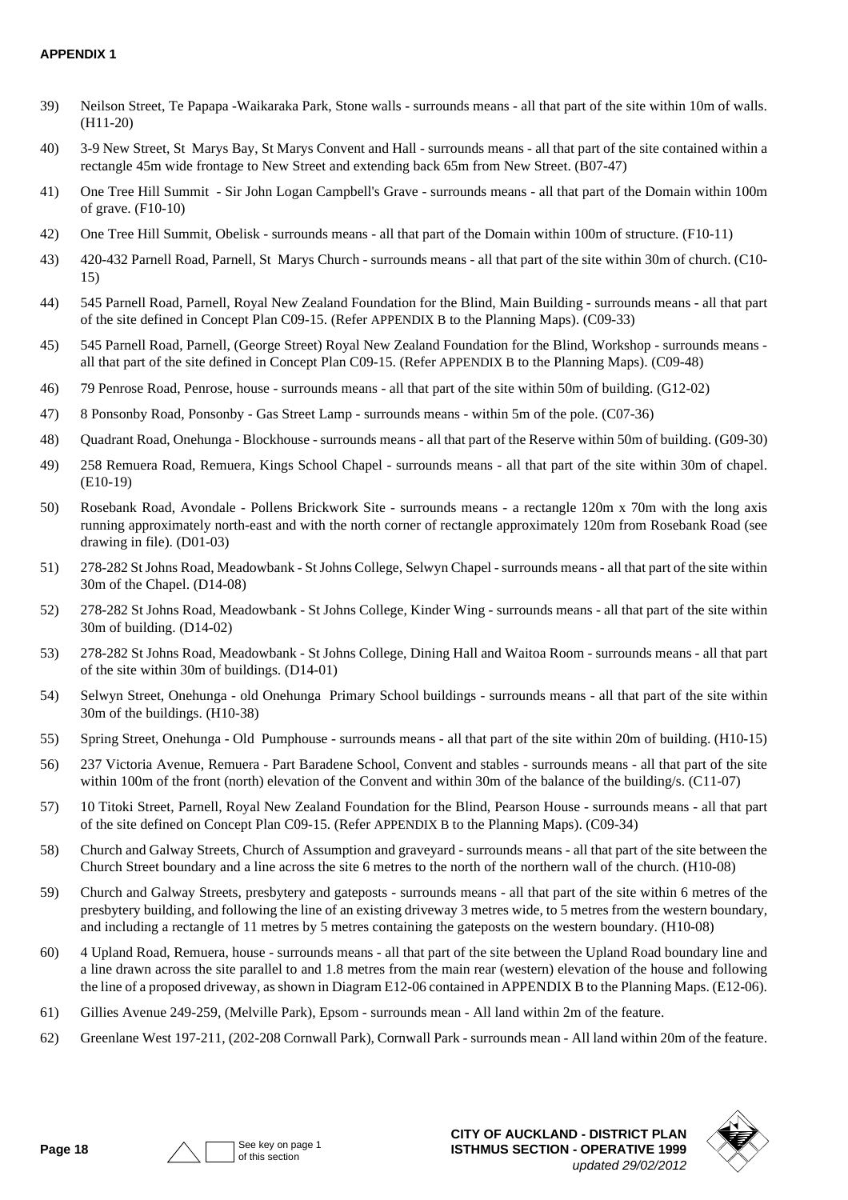**APPENDIX 1**

39) Neilson Street, Te Papapa -Waikaraka Park, Stone walls - surrounds means - all that part of the site within 10m of walls. (H11-20)

40) 3-9 New Street, St Marys Bay, St Marys Convent and Hall - surrounds means - all that part of the site contained within a rectangle 45m wide frontage to New Street and extending back 65m from New Street. (B07-47)

41) One Tree Hill Summit - Sir John Logan Campbell's Grave - surrounds means - all that part of the Domain within 100m of grave. (F10-10)

42) One Tree Hill Summit, Obelisk - surrounds means - all that part of the Domain within 100m of structure. (F10-11)

43) 420-432 Parnell Road, Parnell, St Marys Church - surrounds means - all that part of the site within 30m of church. (C10-15)

44) 545 Parnell Road, Parnell, Royal New Zealand Foundation for the Blind, Main Building - surrounds means - all that part of the site defined in Concept Plan C09-15. (Refer APPENDIX B to the Planning Maps). (C09-33)

45) 545 Parnell Road, Parnell, (George Street) Royal New Zealand Foundation for the Blind, Workshop - surrounds means - all that part of the site defined in Concept Plan C09-15. (Refer APPENDIX B to the Planning Maps). (C09-48)

46) 79 Penrose Road, Penrose, house - surrounds means - all that part of the site within 50m of building. (G12-02)

47) 8 Ponsonby Road, Ponsonby - Gas Street Lamp - surrounds means - within 5m of the pole. (C07-36)

48) Quadrant Road, Onehunga - Blockhouse - surrounds means - all that part of the Reserve within 50m of building. (G09-30)

49) 258 Remuera Road, Remuera, Kings School Chapel - surrounds means - all that part of the site within 30m of chapel. (E10-19)

50) Rosebank Road, Avondale - Pollens Brickwork Site - surrounds means - a rectangle 120m x 70m with the long axis running approximately north-east and with the north corner of rectangle approximately 120m from Rosebank Road (see drawing in file). (D01-03)

51) 278-282 St Johns Road, Meadowbank - St Johns College, Selwyn Chapel - surrounds means - all that part of the site within 30m of the Chapel. (D14-08)

52) 278-282 St Johns Road, Meadowbank - St Johns College, Kinder Wing - surrounds means - all that part of the site within 30m of building. (D14-02)

53) 278-282 St Johns Road, Meadowbank - St Johns College, Dining Hall and Waitoa Room - surrounds means - all that part of the site within 30m of buildings. (D14-01)

54) Selwyn Street, Onehunga - old Onehunga Primary School buildings - surrounds means - all that part of the site within 30m of the buildings. (H10-38)

55) Spring Street, Onehunga - Old Pumphouse - surrounds means - all that part of the site within 20m of building. (H10-15)

56) 237 Victoria Avenue, Remuera - Part Baradene School, Convent and stables - surrounds means - all that part of the site within 100m of the front (north) elevation of the Convent and within 30m of the balance of the building/s. (C11-07)

57) 10 Titoki Street, Parnell, Royal New Zealand Foundation for the Blind, Pearson House - surrounds means - all that part of the site defined on Concept Plan C09-15. (Refer APPENDIX B to the Planning Maps). (C09-34)

58) Church and Galway Streets, Church of Assumption and graveyard - surrounds means - all that part of the site between the Church Street boundary and a line across the site 6 metres to the north of the northern wall of the church. (H10-08)

59) Church and Galway Streets, presbytery and gateposts - surrounds means - all that part of the site within 6 metres of the presbytery building, and following the line of an existing driveway 3 metres wide, to 5 metres from the western boundary, and including a rectangle of 11 metres by 5 metres containing the gateposts on the western boundary. (H10-08)

60) 4 Upland Road, Remuera, house - surrounds means - all that part of the site between the Upland Road boundary line and a line drawn across the site parallel to and 1.8 metres from the main rear (western) elevation of the house and following the line of a proposed driveway, as shown in Diagram E12-06 contained in APPENDIX B to the Planning Maps. (E12-06).

61) Gillies Avenue 249-259, (Melville Park), Epsom - surrounds mean - All land within 2m of the feature.

62) Greenlane West 197-211, (202-208 Cornwall Park), Cornwall Park - surrounds mean - All land within 20m of the feature.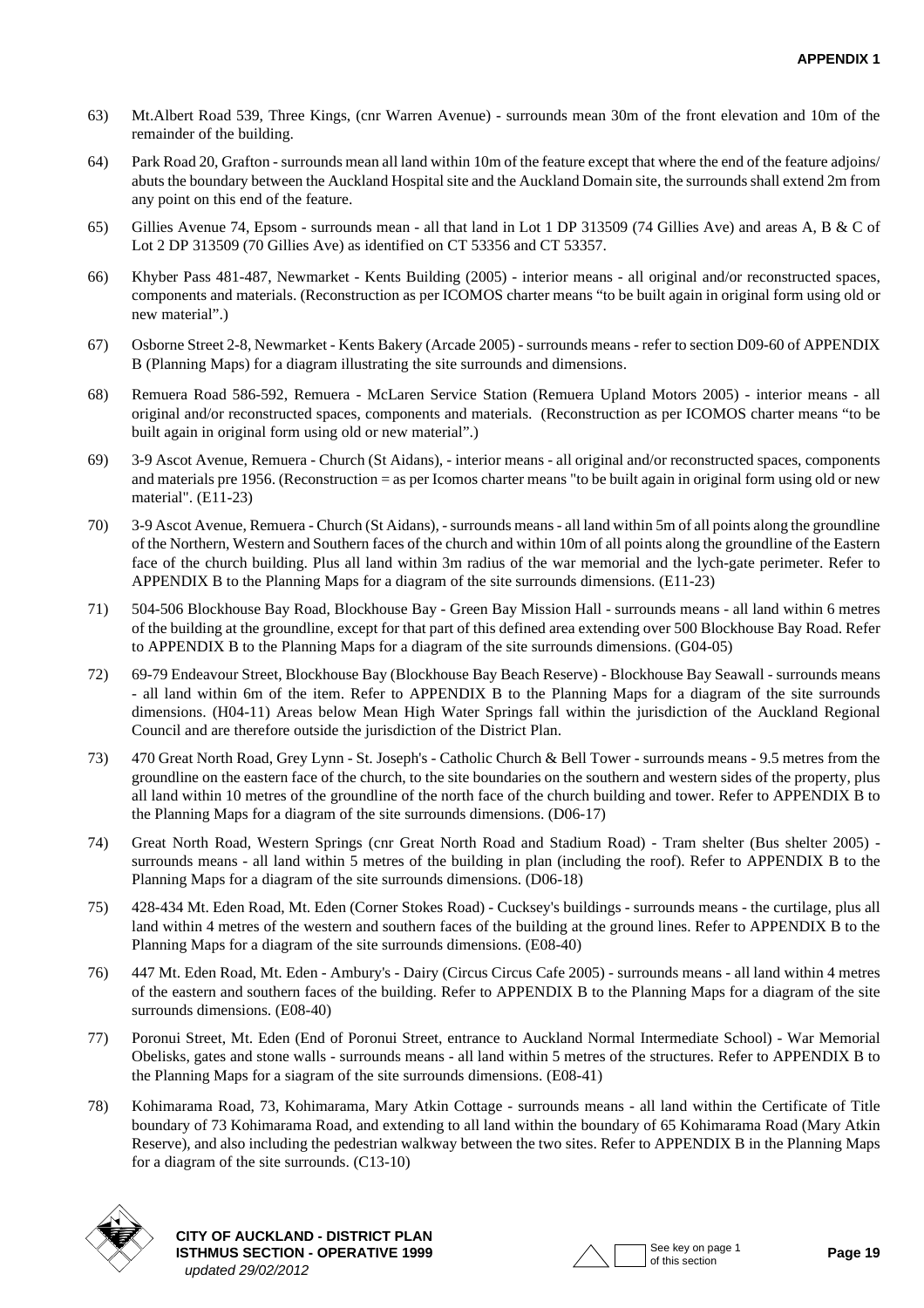63) Mt.Albert Road 539, Three Kings, (cnr Warren Avenue) - surrounds mean 30m of the front elevation and 10m of the remainder of the building.

64) Park Road 20, Grafton - surrounds mean all land within 10m of the feature except that where the end of the feature adjoins/ abuts the boundary between the Auckland Hospital site and the Auckland Domain site, the surrounds shall extend 2m from any point on this end of the feature.

65) Gillies Avenue 74, Epsom - surrounds mean - all that land in Lot 1 DP 313509 (74 Gillies Ave) and areas A, B & C of Lot 2 DP 313509 (70 Gillies Ave) as identified on CT 53356 and CT 53357.

66) Khyber Pass 481-487, Newmarket - Kents Building (2005) - interior means - all original and/or reconstructed spaces, components and materials. (Reconstruction as per ICOMOS charter means "to be built again in original form using old or new material".)

67) Osborne Street 2-8, Newmarket - Kents Bakery (Arcade 2005) - surrounds means - refer to section D09-60 of APPENDIX B (Planning Maps) for a diagram illustrating the site surrounds and dimensions.

68) Remuera Road 586-592, Remuera - McLaren Service Station (Remuera Upland Motors 2005) - interior means - all original and/or reconstructed spaces, components and materials. (Reconstruction as per ICOMOS charter means "to be built again in original form using old or new material".)

69) 3-9 Ascot Avenue, Remuera - Church (St Aidans), - interior means - all original and/or reconstructed spaces, components and materials pre 1956. (Reconstruction = as per Icomos charter means "to be built again in original form using old or new material". (E11-23)

70) 3-9 Ascot Avenue, Remuera - Church (St Aidans), - surrounds means - all land within 5m of all points along the groundline of the Northern, Western and Southern faces of the church and within 10m of all points along the groundline of the Eastern face of the church building. Plus all land within 3m radius of the war memorial and the lych-gate perimeter. Refer to APPENDIX B to the Planning Maps for a diagram of the site surrounds dimensions. (E11-23)

71) 504-506 Blockhouse Bay Road, Blockhouse Bay - Green Bay Mission Hall - surrounds means - all land within 6 metres of the building at the groundline, except for that part of this defined area extending over 500 Blockhouse Bay Road. Refer to APPENDIX B to the Planning Maps for a diagram of the site surrounds dimensions. (G04-05)

72) 69-79 Endeavour Street, Blockhouse Bay (Blockhouse Bay Beach Reserve) - Blockhouse Bay Seawall - surrounds means - all land within 6m of the item. Refer to APPENDIX B to the Planning Maps for a diagram of the site surrounds dimensions. (H04-11) Areas below Mean High Water Springs fall within the jurisdiction of the Auckland Regional Council and are therefore outside the jurisdiction of the District Plan.

73) 470 Great North Road, Grey Lynn - St. Joseph's - Catholic Church & Bell Tower - surrounds means - 9.5 metres from the groundline on the eastern face of the church, to the site boundaries on the southern and western sides of the property, plus all land within 10 metres of the groundline of the north face of the church building and tower. Refer to APPENDIX B to the Planning Maps for a diagram of the site surrounds dimensions. (D06-17)

74) Great North Road, Western Springs (cnr Great North Road and Stadium Road) - Tram shelter (Bus shelter 2005) - surrounds means - all land within 5 metres of the building in plan (including the roof). Refer to APPENDIX B to the Planning Maps for a diagram of the site surrounds dimensions. (D06-18)

75) 428-434 Mt. Eden Road, Mt. Eden (Corner Stokes Road) - Cucksey's buildings - surrounds means - the curtilage, plus all land within 4 metres of the western and southern faces of the building at the ground lines. Refer to APPENDIX B to the Planning Maps for a diagram of the site surrounds dimensions. (E08-40)

76) 447 Mt. Eden Road, Mt. Eden - Ambury's - Dairy (Circus Circus Cafe 2005) - surrounds means - all land within 4 metres of the eastern and southern faces of the building. Refer to APPENDIX B to the Planning Maps for a diagram of the site surrounds dimensions. (E08-40)

77) Poronui Street, Mt. Eden (End of Poronui Street, entrance to Auckland Normal Intermediate School) - War Memorial Obelisks, gates and stone walls - surrounds means - all land within 5 metres of the structures. Refer to APPENDIX B to the Planning Maps for a siagram of the site surrounds dimensions. (E08-41)

78) Kohimarama Road, 73, Kohimarama, Mary Atkin Cottage - surrounds means - all land within the Certificate of Title boundary of 73 Kohimarama Road, and extending to all land within the boundary of 65 Kohimarama Road (Mary Atkin Reserve), and also including the pedestrian walkway between the two sites. Refer to APPENDIX B in the Planning Maps for a diagram of the site surrounds. (C13-10)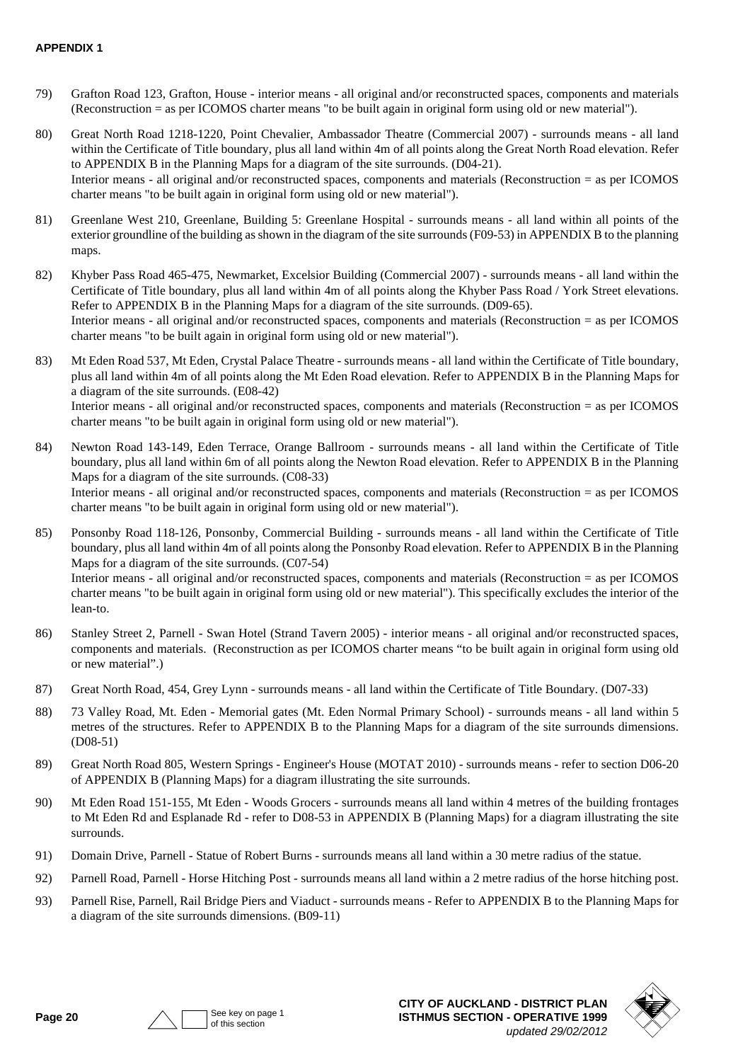**APPENDIX 1**

79) Grafton Road 123, Grafton, House - interior means - all original and/or reconstructed spaces, components and materials (Reconstruction = as per ICOMOS charter means "to be built again in original form using old or new material").

80) Great North Road 1218-1220, Point Chevalier, Ambassador Theatre (Commercial 2007) - surrounds means - all land within the Certificate of Title boundary, plus all land within 4m of all points along the Great North Road elevation. Refer to APPENDIX B in the Planning Maps for a diagram of the site surrounds. (D04-21).
Interior means - all original and/or reconstructed spaces, components and materials (Reconstruction = as per ICOMOS charter means "to be built again in original form using old or new material").

81) Greenlane West 210, Greenlane, Building 5: Greenlane Hospital - surrounds means - all land within all points of the exterior groundline of the building as shown in the diagram of the site surrounds (F09-53) in APPENDIX B to the planning maps.

82) Khyber Pass Road 465-475, Newmarket, Excelsior Building (Commercial 2007) - surrounds means - all land within the Certificate of Title boundary, plus all land within 4m of all points along the Khyber Pass Road / York Street elevations. Refer to APPENDIX B in the Planning Maps for a diagram of the site surrounds. (D09-65).
Interior means - all original and/or reconstructed spaces, components and materials (Reconstruction = as per ICOMOS charter means "to be built again in original form using old or new material").

83) Mt Eden Road 537, Mt Eden, Crystal Palace Theatre - surrounds means - all land within the Certificate of Title boundary, plus all land within 4m of all points along the Mt Eden Road elevation. Refer to APPENDIX B in the Planning Maps for a diagram of the site surrounds. (E08-42)
Interior means - all original and/or reconstructed spaces, components and materials (Reconstruction = as per ICOMOS charter means "to be built again in original form using old or new material").

84) Newton Road 143-149, Eden Terrace, Orange Ballroom - surrounds means - all land within the Certificate of Title boundary, plus all land within 6m of all points along the Newton Road elevation. Refer to APPENDIX B in the Planning Maps for a diagram of the site surrounds. (C08-33)
Interior means - all original and/or reconstructed spaces, components and materials (Reconstruction = as per ICOMOS charter means "to be built again in original form using old or new material").

85) Ponsonby Road 118-126, Ponsonby, Commercial Building - surrounds means - all land within the Certificate of Title boundary, plus all land within 4m of all points along the Ponsonby Road elevation. Refer to APPENDIX B in the Planning Maps for a diagram of the site surrounds. (C07-54)
Interior means - all original and/or reconstructed spaces, components and materials (Reconstruction = as per ICOMOS charter means "to be built again in original form using old or new material"). This specifically excludes the interior of the lean-to.

86) Stanley Street 2, Parnell - Swan Hotel (Strand Tavern 2005) - interior means - all original and/or reconstructed spaces, components and materials. (Reconstruction as per ICOMOS charter means "to be built again in original form using old or new material".)

87) Great North Road, 454, Grey Lynn - surrounds means - all land within the Certificate of Title Boundary. (D07-33)

88) 73 Valley Road, Mt. Eden - Memorial gates (Mt. Eden Normal Primary School) - surrounds means - all land within 5 metres of the structures. Refer to APPENDIX B to the Planning Maps for a diagram of the site surrounds dimensions. (D08-51)

89) Great North Road 805, Western Springs - Engineer's House (MOTAT 2010) - surrounds means - refer to section D06-20 of APPENDIX B (Planning Maps) for a diagram illustrating the site surrounds.

90) Mt Eden Road 151-155, Mt Eden - Woods Grocers - surrounds means all land within 4 metres of the building frontages to Mt Eden Rd and Esplanade Rd - refer to D08-53 in APPENDIX B (Planning Maps) for a diagram illustrating the site surrounds.

91) Domain Drive, Parnell - Statue of Robert Burns - surrounds means all land within a 30 metre radius of the statue.

92) Parnell Road, Parnell - Horse Hitching Post - surrounds means all land within a 2 metre radius of the horse hitching post.

93) Parnell Rise, Parnell, Rail Bridge Piers and Viaduct - surrounds means - Refer to APPENDIX B to the Planning Maps for a diagram of the site surrounds dimensions. (B09-11)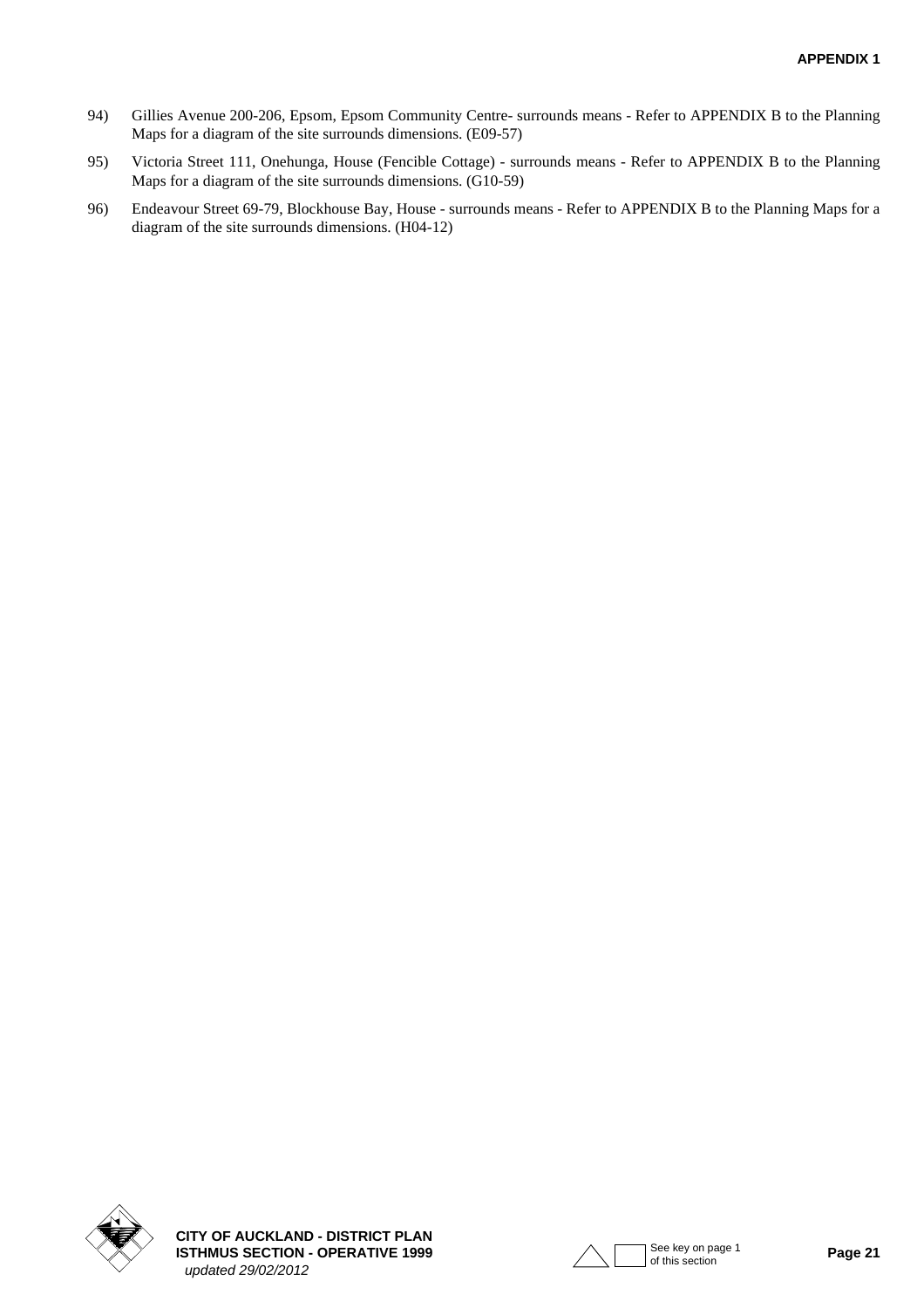94) Gillies Avenue 200-206, Epsom, Epsom Community Centre- surrounds means - Refer to APPENDIX B to the Planning Maps for a diagram of the site surrounds dimensions. (E09-57)

95) Victoria Street 111, Onehunga, House (Fencible Cottage) - surrounds means - Refer to APPENDIX B to the Planning Maps for a diagram of the site surrounds dimensions. (G10-59)

96) Endeavour Street 69-79, Blockhouse Bay, House - surrounds means - Refer to APPENDIX B to the Planning Maps for a diagram of the site surrounds dimensions. (H04-12)